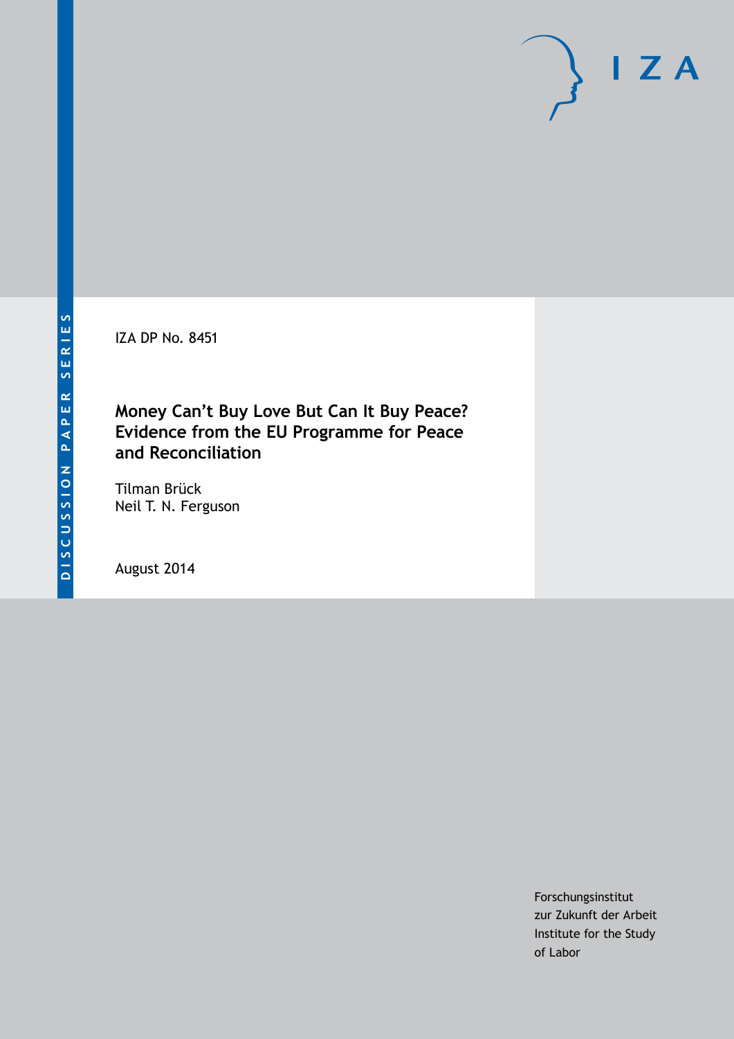DISCUSSION PAPER SERIES

IZA

IZA DP No. 8451

# Money Can't Buy Love But Can It Buy Peace? Evidence from the EU Programme for Peace and Reconciliation

Tilman Brück
Neil T. N. Ferguson

August 2014

Forschungsinstitut
zur Zukunft der Arbeit
Institute for the Study
of Labor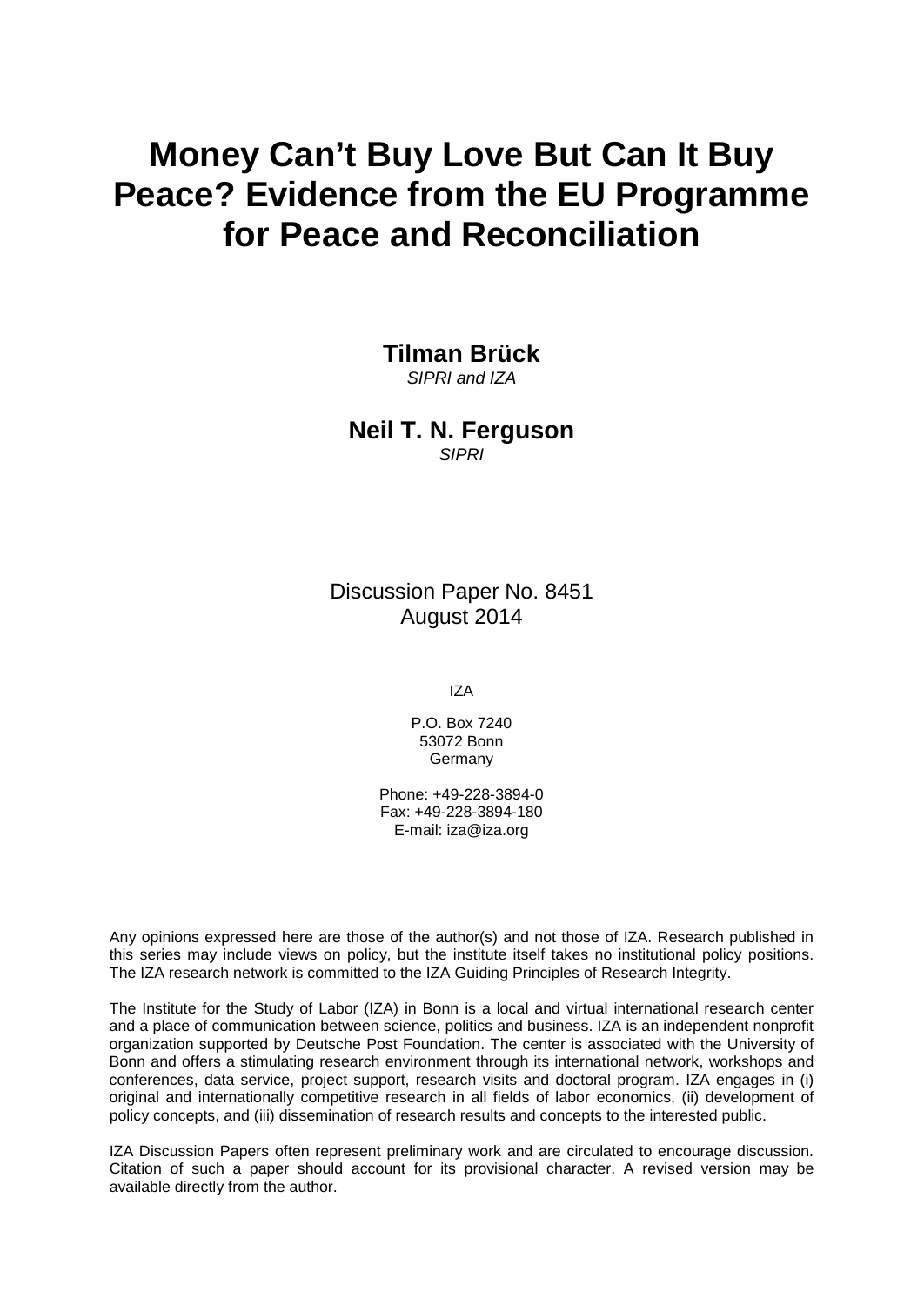# Money Can't Buy Love But Can It Buy Peace? Evidence from the EU Programme for Peace and Reconciliation

**Tilman Brück**
*SIPRI and IZA*

**Neil T. N. Ferguson**
*SIPRI*

Discussion Paper No. 8451
August 2014

IZA

P.O. Box 7240
53072 Bonn
Germany

Phone: +49-228-3894-0
Fax: +49-228-3894-180
E-mail: iza@iza.org

Any opinions expressed here are those of the author(s) and not those of IZA. Research published in this series may include views on policy, but the institute itself takes no institutional policy positions. The IZA research network is committed to the IZA Guiding Principles of Research Integrity.

The Institute for the Study of Labor (IZA) in Bonn is a local and virtual international research center and a place of communication between science, politics and business. IZA is an independent nonprofit organization supported by Deutsche Post Foundation. The center is associated with the University of Bonn and offers a stimulating research environment through its international network, workshops and conferences, data service, project support, research visits and doctoral program. IZA engages in (i) original and internationally competitive research in all fields of labor economics, (ii) development of policy concepts, and (iii) dissemination of research results and concepts to the interested public.

IZA Discussion Papers often represent preliminary work and are circulated to encourage discussion. Citation of such a paper should account for its provisional character. A revised version may be available directly from the author.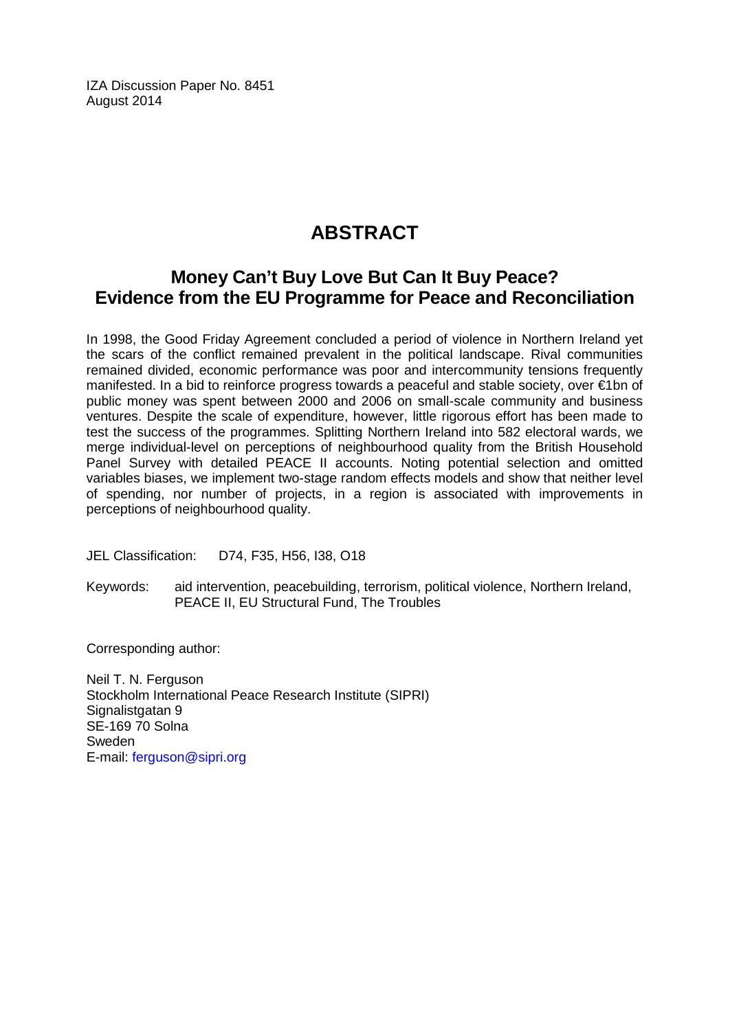IZA Discussion Paper No. 8451
August 2014

# ABSTRACT

## Money Can't Buy Love But Can It Buy Peace? Evidence from the EU Programme for Peace and Reconciliation

In 1998, the Good Friday Agreement concluded a period of violence in Northern Ireland yet the scars of the conflict remained prevalent in the political landscape. Rival communities remained divided, economic performance was poor and intercommunity tensions frequently manifested. In a bid to reinforce progress towards a peaceful and stable society, over €1bn of public money was spent between 2000 and 2006 on small-scale community and business ventures. Despite the scale of expenditure, however, little rigorous effort has been made to test the success of the programmes. Splitting Northern Ireland into 582 electoral wards, we merge individual-level on perceptions of neighbourhood quality from the British Household Panel Survey with detailed PEACE II accounts. Noting potential selection and omitted variables biases, we implement two-stage random effects models and show that neither level of spending, nor number of projects, in a region is associated with improvements in perceptions of neighbourhood quality.

JEL Classification: D74, F35, H56, I38, O18

Keywords: aid intervention, peacebuilding, terrorism, political violence, Northern Ireland, PEACE II, EU Structural Fund, The Troubles

Corresponding author:

Neil T. N. Ferguson
Stockholm International Peace Research Institute (SIPRI)
Signalistgatan 9
SE-169 70 Solna
Sweden
E-mail: ferguson@sipri.org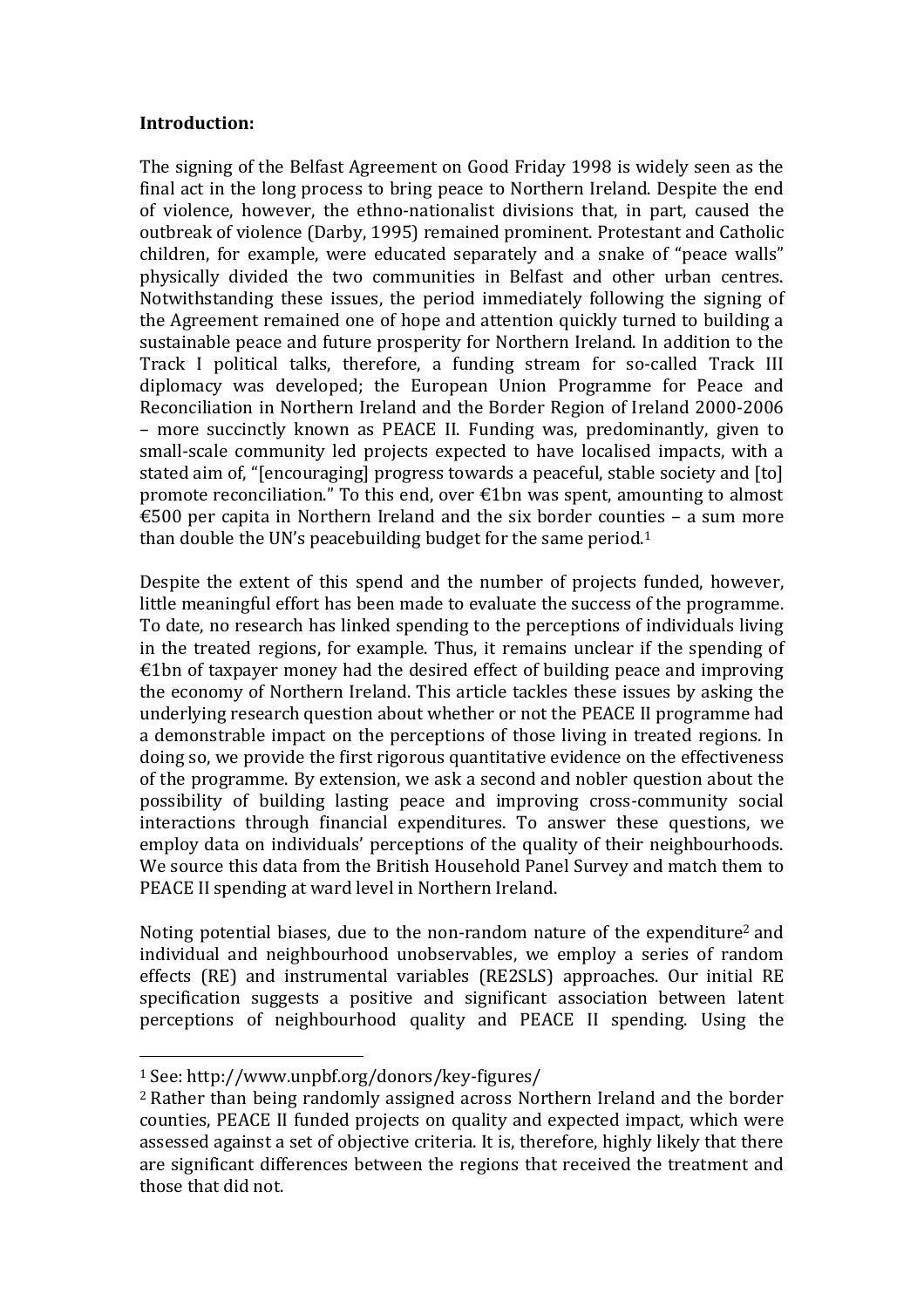**Introduction:**

The signing of the Belfast Agreement on Good Friday 1998 is widely seen as the final act in the long process to bring peace to Northern Ireland. Despite the end of violence, however, the ethno-nationalist divisions that, in part, caused the outbreak of violence (Darby, 1995) remained prominent. Protestant and Catholic children, for example, were educated separately and a snake of "peace walls" physically divided the two communities in Belfast and other urban centres. Notwithstanding these issues, the period immediately following the signing of the Agreement remained one of hope and attention quickly turned to building a sustainable peace and future prosperity for Northern Ireland. In addition to the Track I political talks, therefore, a funding stream for so-called Track III diplomacy was developed; the European Union Programme for Peace and Reconciliation in Northern Ireland and the Border Region of Ireland 2000-2006 – more succinctly known as PEACE II. Funding was, predominantly, given to small-scale community led projects expected to have localised impacts, with a stated aim of, "[encouraging] progress towards a peaceful, stable society and [to] promote reconciliation." To this end, over €1bn was spent, amounting to almost €500 per capita in Northern Ireland and the six border counties – a sum more than double the UN's peacebuilding budget for the same period.[1]

Despite the extent of this spend and the number of projects funded, however, little meaningful effort has been made to evaluate the success of the programme. To date, no research has linked spending to the perceptions of individuals living in the treated regions, for example. Thus, it remains unclear if the spending of €1bn of taxpayer money had the desired effect of building peace and improving the economy of Northern Ireland. This article tackles these issues by asking the underlying research question about whether or not the PEACE II programme had a demonstrable impact on the perceptions of those living in treated regions. In doing so, we provide the first rigorous quantitative evidence on the effectiveness of the programme. By extension, we ask a second and nobler question about the possibility of building lasting peace and improving cross-community social interactions through financial expenditures. To answer these questions, we employ data on individuals' perceptions of the quality of their neighbourhoods. We source this data from the British Household Panel Survey and match them to PEACE II spending at ward level in Northern Ireland.

Noting potential biases, due to the non-random nature of the expenditure[2] and individual and neighbourhood unobservables, we employ a series of random effects (RE) and instrumental variables (RE2SLS) approaches. Our initial RE specification suggests a positive and significant association between latent perceptions of neighbourhood quality and PEACE II spending. Using the

---

[1] See: http://www.unpbf.org/donors/key-figures/

[2] Rather than being randomly assigned across Northern Ireland and the border counties, PEACE II funded projects on quality and expected impact, which were assessed against a set of objective criteria. It is, therefore, highly likely that there are significant differences between the regions that received the treatment and those that did not.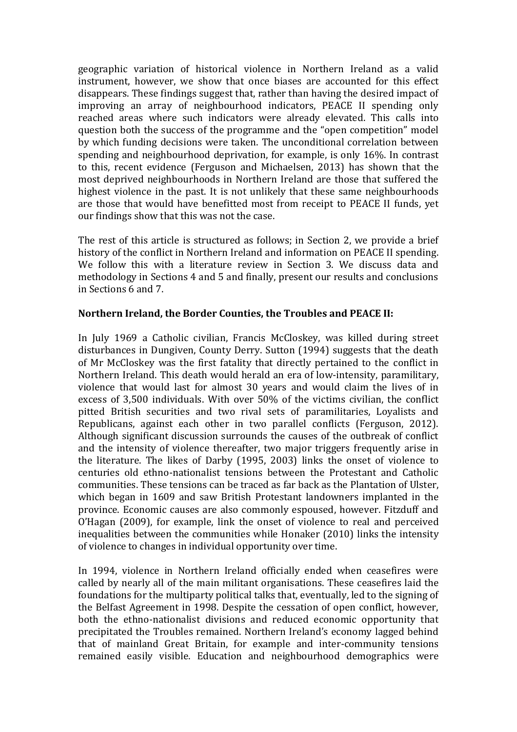geographic variation of historical violence in Northern Ireland as a valid instrument, however, we show that once biases are accounted for this effect disappears. These findings suggest that, rather than having the desired impact of improving an array of neighbourhood indicators, PEACE II spending only reached areas where such indicators were already elevated. This calls into question both the success of the programme and the "open competition" model by which funding decisions were taken. The unconditional correlation between spending and neighbourhood deprivation, for example, is only 16%. In contrast to this, recent evidence (Ferguson and Michaelsen, 2013) has shown that the most deprived neighbourhoods in Northern Ireland are those that suffered the highest violence in the past. It is not unlikely that these same neighbourhoods are those that would have benefitted most from receipt to PEACE II funds, yet our findings show that this was not the case.

The rest of this article is structured as follows; in Section 2, we provide a brief history of the conflict in Northern Ireland and information on PEACE II spending. We follow this with a literature review in Section 3. We discuss data and methodology in Sections 4 and 5 and finally, present our results and conclusions in Sections 6 and 7.

**Northern Ireland, the Border Counties, the Troubles and PEACE II:**

In July 1969 a Catholic civilian, Francis McCloskey, was killed during street disturbances in Dungiven, County Derry. Sutton (1994) suggests that the death of Mr McCloskey was the first fatality that directly pertained to the conflict in Northern Ireland. This death would herald an era of low-intensity, paramilitary, violence that would last for almost 30 years and would claim the lives of in excess of 3,500 individuals. With over 50% of the victims civilian, the conflict pitted British securities and two rival sets of paramilitaries, Loyalists and Republicans, against each other in two parallel conflicts (Ferguson, 2012). Although significant discussion surrounds the causes of the outbreak of conflict and the intensity of violence thereafter, two major triggers frequently arise in the literature. The likes of Darby (1995, 2003) links the onset of violence to centuries old ethno-nationalist tensions between the Protestant and Catholic communities. These tensions can be traced as far back as the Plantation of Ulster, which began in 1609 and saw British Protestant landowners implanted in the province. Economic causes are also commonly espoused, however. Fitzduff and O'Hagan (2009), for example, link the onset of violence to real and perceived inequalities between the communities while Honaker (2010) links the intensity of violence to changes in individual opportunity over time.

In 1994, violence in Northern Ireland officially ended when ceasefires were called by nearly all of the main militant organisations. These ceasefires laid the foundations for the multiparty political talks that, eventually, led to the signing of the Belfast Agreement in 1998. Despite the cessation of open conflict, however, both the ethno-nationalist divisions and reduced economic opportunity that precipitated the Troubles remained. Northern Ireland's economy lagged behind that of mainland Great Britain, for example and inter-community tensions remained easily visible. Education and neighbourhood demographics were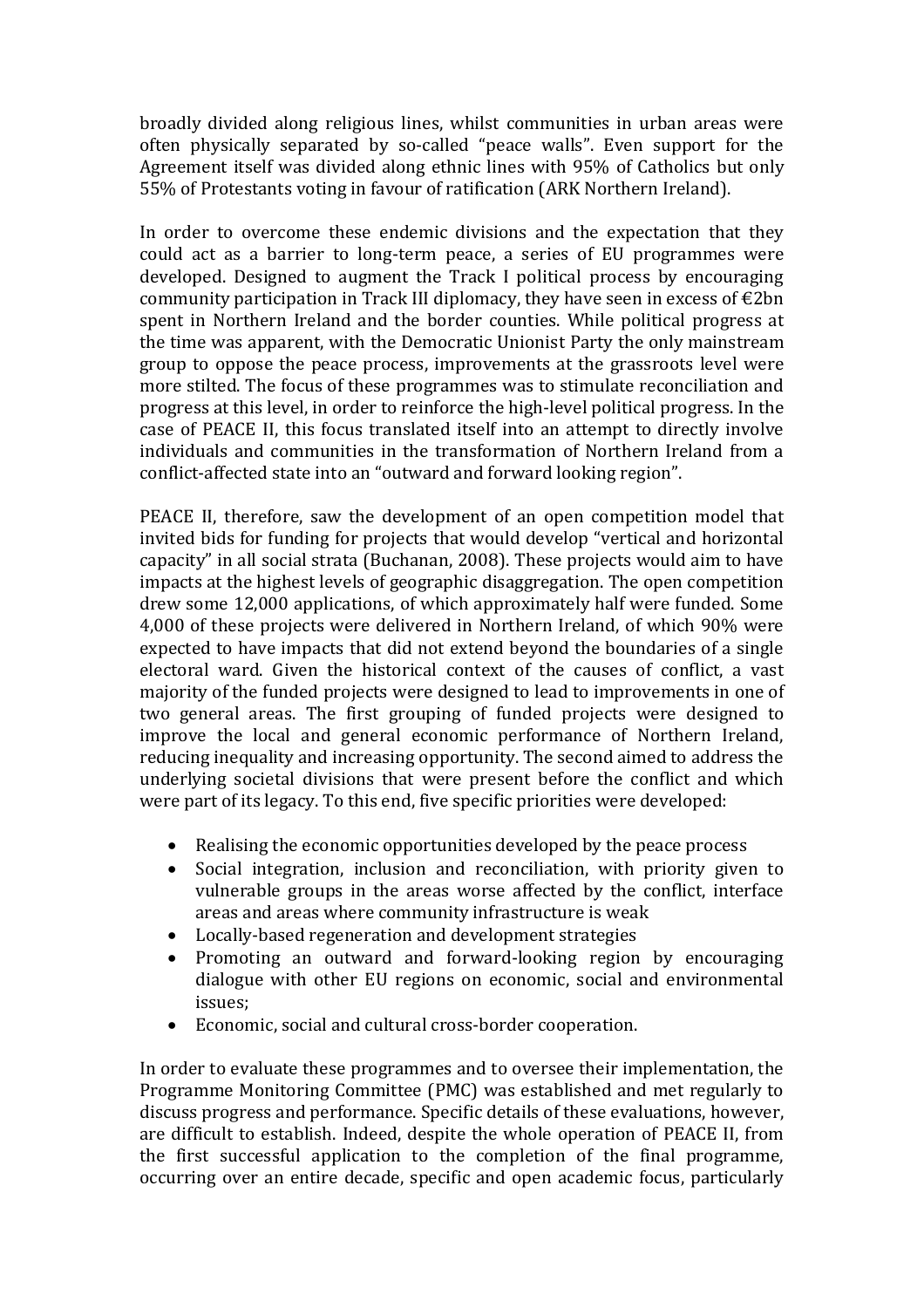broadly divided along religious lines, whilst communities in urban areas were often physically separated by so-called "peace walls". Even support for the Agreement itself was divided along ethnic lines with 95% of Catholics but only 55% of Protestants voting in favour of ratification (ARK Northern Ireland).

In order to overcome these endemic divisions and the expectation that they could act as a barrier to long-term peace, a series of EU programmes were developed. Designed to augment the Track I political process by encouraging community participation in Track III diplomacy, they have seen in excess of €2bn spent in Northern Ireland and the border counties. While political progress at the time was apparent, with the Democratic Unionist Party the only mainstream group to oppose the peace process, improvements at the grassroots level were more stilted. The focus of these programmes was to stimulate reconciliation and progress at this level, in order to reinforce the high-level political progress. In the case of PEACE II, this focus translated itself into an attempt to directly involve individuals and communities in the transformation of Northern Ireland from a conflict-affected state into an "outward and forward looking region".

PEACE II, therefore, saw the development of an open competition model that invited bids for funding for projects that would develop "vertical and horizontal capacity" in all social strata (Buchanan, 2008). These projects would aim to have impacts at the highest levels of geographic disaggregation. The open competition drew some 12,000 applications, of which approximately half were funded. Some 4,000 of these projects were delivered in Northern Ireland, of which 90% were expected to have impacts that did not extend beyond the boundaries of a single electoral ward. Given the historical context of the causes of conflict, a vast majority of the funded projects were designed to lead to improvements in one of two general areas. The first grouping of funded projects were designed to improve the local and general economic performance of Northern Ireland, reducing inequality and increasing opportunity. The second aimed to address the underlying societal divisions that were present before the conflict and which were part of its legacy. To this end, five specific priorities were developed:

- Realising the economic opportunities developed by the peace process
- Social integration, inclusion and reconciliation, with priority given to vulnerable groups in the areas worse affected by the conflict, interface areas and areas where community infrastructure is weak
- Locally-based regeneration and development strategies
- Promoting an outward and forward-looking region by encouraging dialogue with other EU regions on economic, social and environmental issues;
- Economic, social and cultural cross-border cooperation.

In order to evaluate these programmes and to oversee their implementation, the Programme Monitoring Committee (PMC) was established and met regularly to discuss progress and performance. Specific details of these evaluations, however, are difficult to establish. Indeed, despite the whole operation of PEACE II, from the first successful application to the completion of the final programme, occurring over an entire decade, specific and open academic focus, particularly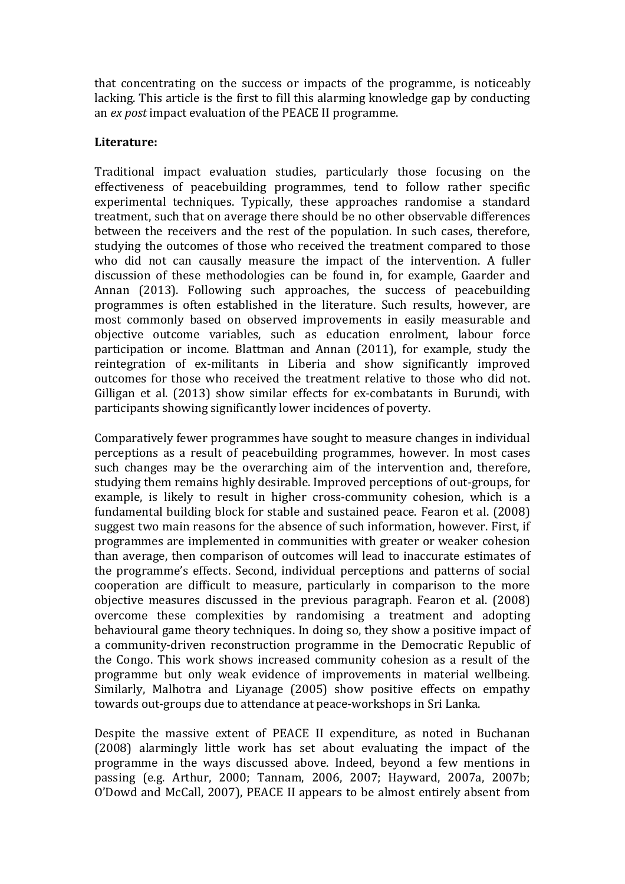that concentrating on the success or impacts of the programme, is noticeably lacking. This article is the first to fill this alarming knowledge gap by conducting an *ex post* impact evaluation of the PEACE II programme.

**Literature:**

Traditional impact evaluation studies, particularly those focusing on the effectiveness of peacebuilding programmes, tend to follow rather specific experimental techniques. Typically, these approaches randomise a standard treatment, such that on average there should be no other observable differences between the receivers and the rest of the population. In such cases, therefore, studying the outcomes of those who received the treatment compared to those who did not can causally measure the impact of the intervention. A fuller discussion of these methodologies can be found in, for example, Gaarder and Annan (2013). Following such approaches, the success of peacebuilding programmes is often established in the literature. Such results, however, are most commonly based on observed improvements in easily measurable and objective outcome variables, such as education enrolment, labour force participation or income. Blattman and Annan (2011), for example, study the reintegration of ex-militants in Liberia and show significantly improved outcomes for those who received the treatment relative to those who did not. Gilligan et al. (2013) show similar effects for ex-combatants in Burundi, with participants showing significantly lower incidences of poverty.

Comparatively fewer programmes have sought to measure changes in individual perceptions as a result of peacebuilding programmes, however. In most cases such changes may be the overarching aim of the intervention and, therefore, studying them remains highly desirable. Improved perceptions of out-groups, for example, is likely to result in higher cross-community cohesion, which is a fundamental building block for stable and sustained peace. Fearon et al. (2008) suggest two main reasons for the absence of such information, however. First, if programmes are implemented in communities with greater or weaker cohesion than average, then comparison of outcomes will lead to inaccurate estimates of the programme's effects. Second, individual perceptions and patterns of social cooperation are difficult to measure, particularly in comparison to the more objective measures discussed in the previous paragraph. Fearon et al. (2008) overcome these complexities by randomising a treatment and adopting behavioural game theory techniques. In doing so, they show a positive impact of a community-driven reconstruction programme in the Democratic Republic of the Congo. This work shows increased community cohesion as a result of the programme but only weak evidence of improvements in material wellbeing. Similarly, Malhotra and Liyanage (2005) show positive effects on empathy towards out-groups due to attendance at peace-workshops in Sri Lanka.

Despite the massive extent of PEACE II expenditure, as noted in Buchanan (2008) alarmingly little work has set about evaluating the impact of the programme in the ways discussed above. Indeed, beyond a few mentions in passing (e.g. Arthur, 2000; Tannam, 2006, 2007; Hayward, 2007a, 2007b; O'Dowd and McCall, 2007), PEACE II appears to be almost entirely absent from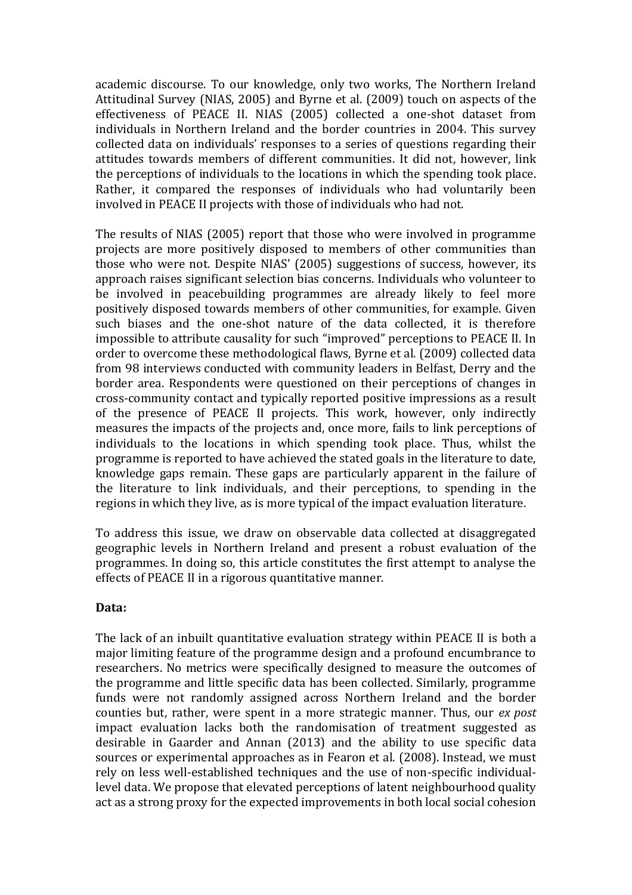academic discourse. To our knowledge, only two works, The Northern Ireland Attitudinal Survey (NIAS, 2005) and Byrne et al. (2009) touch on aspects of the effectiveness of PEACE II. NIAS (2005) collected a one-shot dataset from individuals in Northern Ireland and the border countries in 2004. This survey collected data on individuals' responses to a series of questions regarding their attitudes towards members of different communities. It did not, however, link the perceptions of individuals to the locations in which the spending took place. Rather, it compared the responses of individuals who had voluntarily been involved in PEACE II projects with those of individuals who had not.

The results of NIAS (2005) report that those who were involved in programme projects are more positively disposed to members of other communities than those who were not. Despite NIAS' (2005) suggestions of success, however, its approach raises significant selection bias concerns. Individuals who volunteer to be involved in peacebuilding programmes are already likely to feel more positively disposed towards members of other communities, for example. Given such biases and the one-shot nature of the data collected, it is therefore impossible to attribute causality for such "improved" perceptions to PEACE II. In order to overcome these methodological flaws, Byrne et al. (2009) collected data from 98 interviews conducted with community leaders in Belfast, Derry and the border area. Respondents were questioned on their perceptions of changes in cross-community contact and typically reported positive impressions as a result of the presence of PEACE II projects. This work, however, only indirectly measures the impacts of the projects and, once more, fails to link perceptions of individuals to the locations in which spending took place. Thus, whilst the programme is reported to have achieved the stated goals in the literature to date, knowledge gaps remain. These gaps are particularly apparent in the failure of the literature to link individuals, and their perceptions, to spending in the regions in which they live, as is more typical of the impact evaluation literature.

To address this issue, we draw on observable data collected at disaggregated geographic levels in Northern Ireland and present a robust evaluation of the programmes. In doing so, this article constitutes the first attempt to analyse the effects of PEACE II in a rigorous quantitative manner.

**Data:**

The lack of an inbuilt quantitative evaluation strategy within PEACE II is both a major limiting feature of the programme design and a profound encumbrance to researchers. No metrics were specifically designed to measure the outcomes of the programme and little specific data has been collected. Similarly, programme funds were not randomly assigned across Northern Ireland and the border counties but, rather, were spent in a more strategic manner. Thus, our *ex post* impact evaluation lacks both the randomisation of treatment suggested as desirable in Gaarder and Annan (2013) and the ability to use specific data sources or experimental approaches as in Fearon et al. (2008). Instead, we must rely on less well-established techniques and the use of non-specific individual-level data. We propose that elevated perceptions of latent neighbourhood quality act as a strong proxy for the expected improvements in both local social cohesion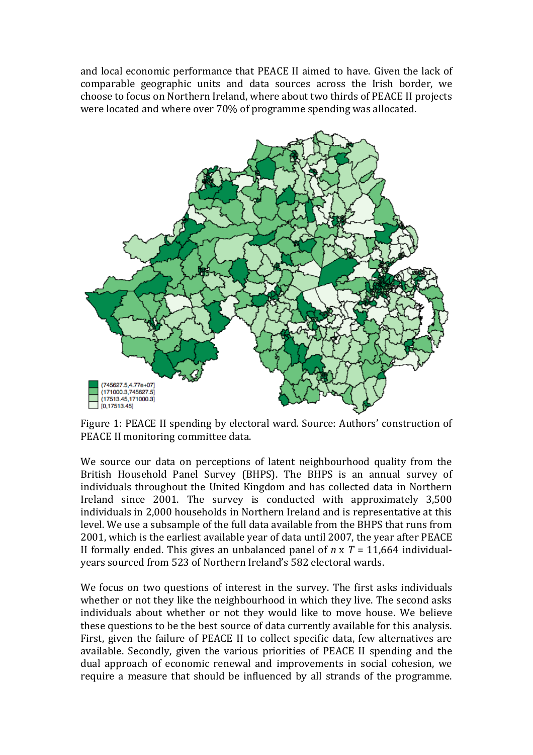and local economic performance that PEACE II aimed to have. Given the lack of comparable geographic units and data sources across the Irish border, we choose to focus on Northern Ireland, where about two thirds of PEACE II projects were located and where over 70% of programme spending was allocated.

Figure 1: PEACE II spending by electoral ward. Source: Authors' construction of PEACE II monitoring committee data.

We source our data on perceptions of latent neighbourhood quality from the British Household Panel Survey (BHPS). The BHPS is an annual survey of individuals throughout the United Kingdom and has collected data in Northern Ireland since 2001. The survey is conducted with approximately 3,500 individuals in 2,000 households in Northern Ireland and is representative at this level. We use a subsample of the full data available from the BHPS that runs from 2001, which is the earliest available year of data until 2007, the year after PEACE II formally ended. This gives an unbalanced panel of $n \times T = 11{,}664$ individual-years sourced from 523 of Northern Ireland's 582 electoral wards.

We focus on two questions of interest in the survey. The first asks individuals whether or not they like the neighbourhood in which they live. The second asks individuals about whether or not they would like to move house. We believe these questions to be the best source of data currently available for this analysis. First, given the failure of PEACE II to collect specific data, few alternatives are available. Secondly, given the various priorities of PEACE II spending and the dual approach of economic renewal and improvements in social cohesion, we require a measure that should be influenced by all strands of the programme.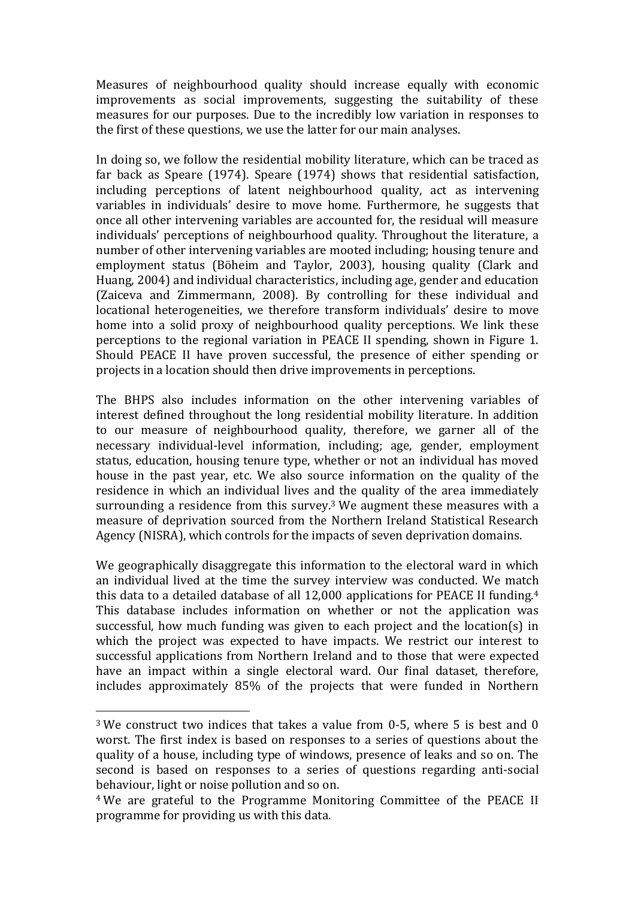Measures of neighbourhood quality should increase equally with economic improvements as social improvements, suggesting the suitability of these measures for our purposes. Due to the incredibly low variation in responses to the first of these questions, we use the latter for our main analyses.

In doing so, we follow the residential mobility literature, which can be traced as far back as Speare (1974). Speare (1974) shows that residential satisfaction, including perceptions of latent neighbourhood quality, act as intervening variables in individuals' desire to move home. Furthermore, he suggests that once all other intervening variables are accounted for, the residual will measure individuals' perceptions of neighbourhood quality. Throughout the literature, a number of other intervening variables are mooted including; housing tenure and employment status (Böheim and Taylor, 2003), housing quality (Clark and Huang, 2004) and individual characteristics, including age, gender and education (Zaiceva and Zimmermann, 2008). By controlling for these individual and locational heterogeneities, we therefore transform individuals' desire to move home into a solid proxy of neighbourhood quality perceptions. We link these perceptions to the regional variation in PEACE II spending, shown in Figure 1. Should PEACE II have proven successful, the presence of either spending or projects in a location should then drive improvements in perceptions.

The BHPS also includes information on the other intervening variables of interest defined throughout the long residential mobility literature. In addition to our measure of neighbourhood quality, therefore, we garner all of the necessary individual-level information, including; age, gender, employment status, education, housing tenure type, whether or not an individual has moved house in the past year, etc. We also source information on the quality of the residence in which an individual lives and the quality of the area immediately surrounding a residence from this survey.[3] We augment these measures with a measure of deprivation sourced from the Northern Ireland Statistical Research Agency (NISRA), which controls for the impacts of seven deprivation domains.

We geographically disaggregate this information to the electoral ward in which an individual lived at the time the survey interview was conducted. We match this data to a detailed database of all 12,000 applications for PEACE II funding.[4] This database includes information on whether or not the application was successful, how much funding was given to each project and the location(s) in which the project was expected to have impacts. We restrict our interest to successful applications from Northern Ireland and to those that were expected have an impact within a single electoral ward. Our final dataset, therefore, includes approximately 85% of the projects that were funded in Northern

---

[3] We construct two indices that takes a value from 0-5, where 5 is best and 0 worst. The first index is based on responses to a series of questions about the quality of a house, including type of windows, presence of leaks and so on. The second is based on responses to a series of questions regarding anti-social behaviour, light or noise pollution and so on.

[4] We are grateful to the Programme Monitoring Committee of the PEACE II programme for providing us with this data.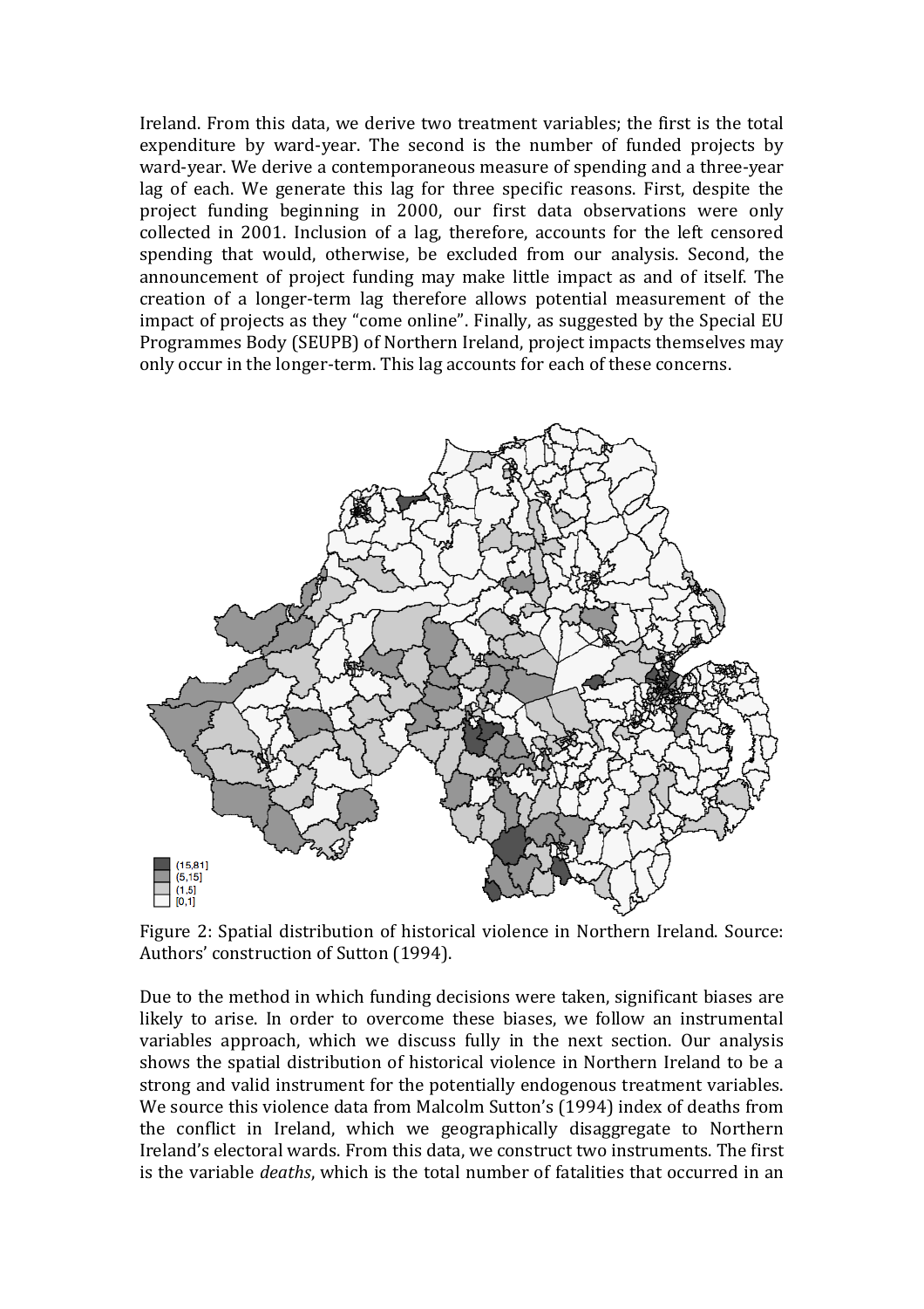Ireland. From this data, we derive two treatment variables; the first is the total expenditure by ward-year. The second is the number of funded projects by ward-year. We derive a contemporaneous measure of spending and a three-year lag of each. We generate this lag for three specific reasons. First, despite the project funding beginning in 2000, our first data observations were only collected in 2001. Inclusion of a lag, therefore, accounts for the left censored spending that would, otherwise, be excluded from our analysis. Second, the announcement of project funding may make little impact as and of itself. The creation of a longer-term lag therefore allows potential measurement of the impact of projects as they "come online". Finally, as suggested by the Special EU Programmes Body (SEUPB) of Northern Ireland, project impacts themselves may only occur in the longer-term. This lag accounts for each of these concerns.

Figure 2: Spatial distribution of historical violence in Northern Ireland. Source: Authors' construction of Sutton (1994).

Due to the method in which funding decisions were taken, significant biases are likely to arise. In order to overcome these biases, we follow an instrumental variables approach, which we discuss fully in the next section. Our analysis shows the spatial distribution of historical violence in Northern Ireland to be a strong and valid instrument for the potentially endogenous treatment variables. We source this violence data from Malcolm Sutton's (1994) index of deaths from the conflict in Ireland, which we geographically disaggregate to Northern Ireland's electoral wards. From this data, we construct two instruments. The first is the variable *deaths*, which is the total number of fatalities that occurred in an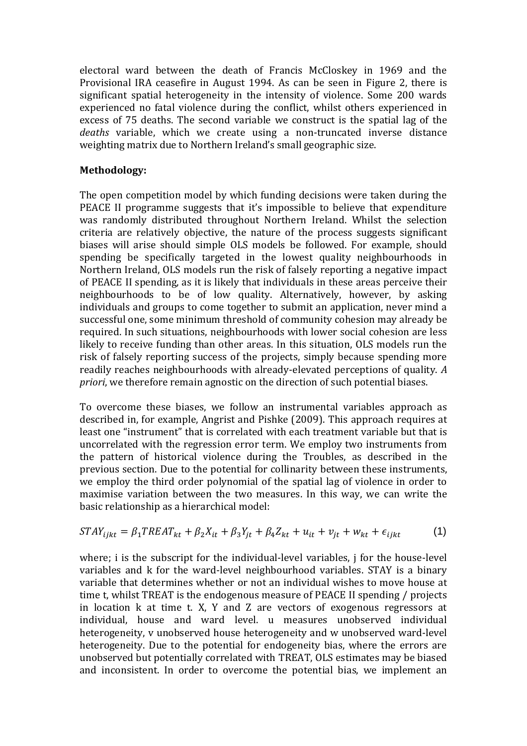electoral ward between the death of Francis McCloskey in 1969 and the Provisional IRA ceasefire in August 1994. As can be seen in Figure 2, there is significant spatial heterogeneity in the intensity of violence. Some 200 wards experienced no fatal violence during the conflict, whilst others experienced in excess of 75 deaths. The second variable we construct is the spatial lag of the *deaths* variable, which we create using a non-truncated inverse distance weighting matrix due to Northern Ireland's small geographic size.

**Methodology:**

The open competition model by which funding decisions were taken during the PEACE II programme suggests that it's impossible to believe that expenditure was randomly distributed throughout Northern Ireland. Whilst the selection criteria are relatively objective, the nature of the process suggests significant biases will arise should simple OLS models be followed. For example, should spending be specifically targeted in the lowest quality neighbourhoods in Northern Ireland, OLS models run the risk of falsely reporting a negative impact of PEACE II spending, as it is likely that individuals in these areas perceive their neighbourhoods to be of low quality. Alternatively, however, by asking individuals and groups to come together to submit an application, never mind a successful one, some minimum threshold of community cohesion may already be required. In such situations, neighbourhoods with lower social cohesion are less likely to receive funding than other areas. In this situation, OLS models run the risk of falsely reporting success of the projects, simply because spending more readily reaches neighbourhoods with already-elevated perceptions of quality. *A priori*, we therefore remain agnostic on the direction of such potential biases.

To overcome these biases, we follow an instrumental variables approach as described in, for example, Angrist and Pishke (2009). This approach requires at least one "instrument" that is correlated with each treatment variable but that is uncorrelated with the regression error term. We employ two instruments from the pattern of historical violence during the Troubles, as described in the previous section. Due to the potential for collinarity between these instruments, we employ the third order polynomial of the spatial lag of violence in order to maximise variation between the two measures. In this way, we can write the basic relationship as a hierarchical model:

$$STAY_{ijkt} = \beta_1 TREAT_{kt} + \beta_2 X_{it} + \beta_3 Y_{jt} + \beta_4 Z_{kt} + u_{it} + v_{jt} + w_{kt} + \epsilon_{ijkt} \qquad (1)$$

where; i is the subscript for the individual-level variables, j for the house-level variables and k for the ward-level neighbourhood variables. STAY is a binary variable that determines whether or not an individual wishes to move house at time t, whilst TREAT is the endogenous measure of PEACE II spending / projects in location k at time t. X, Y and Z are vectors of exogenous regressors at individual, house and ward level. u measures unobserved individual heterogeneity, v unobserved house heterogeneity and w unobserved ward-level heterogeneity. Due to the potential for endogeneity bias, where the errors are unobserved but potentially correlated with TREAT, OLS estimates may be biased and inconsistent. In order to overcome the potential bias, we implement an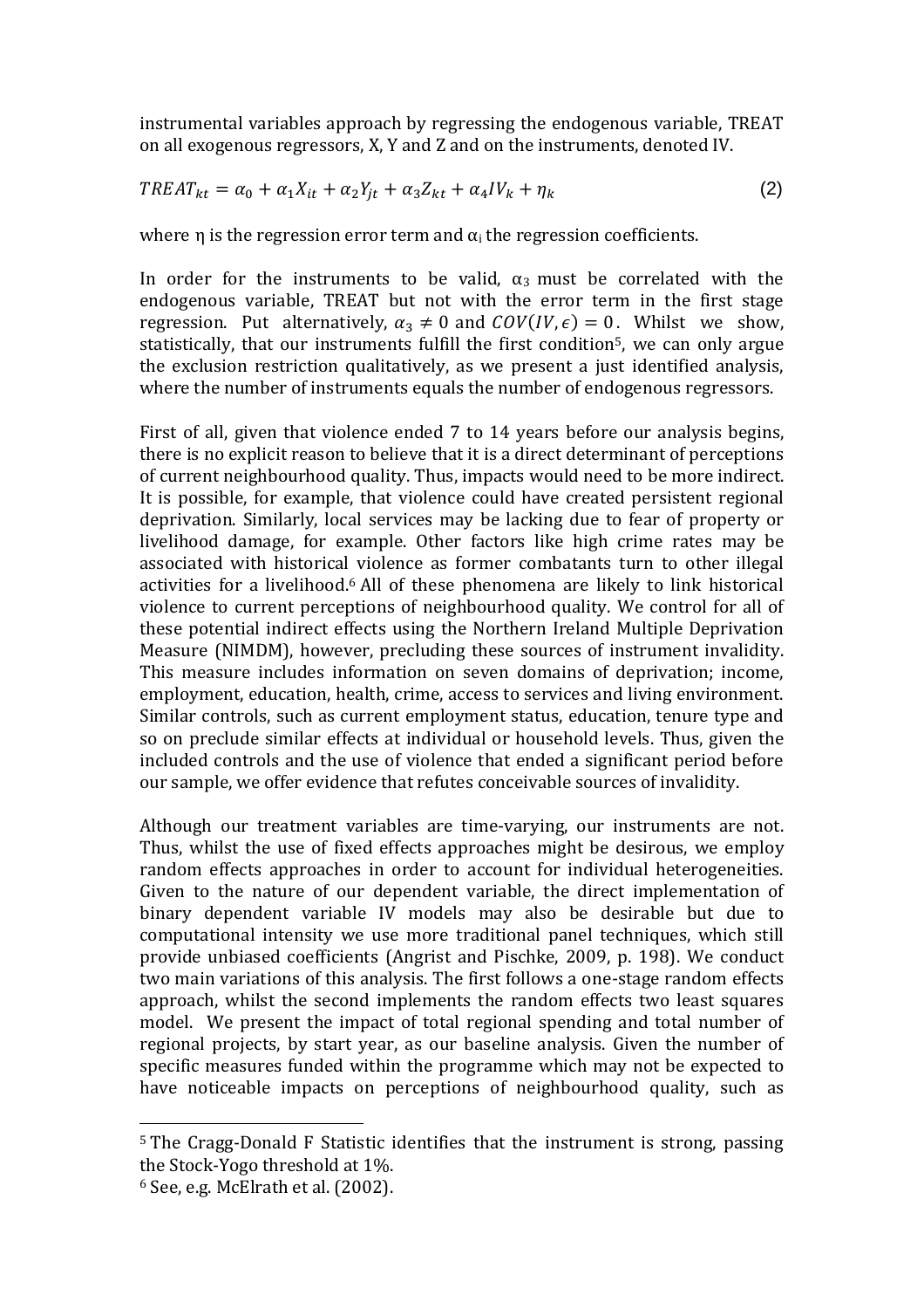instrumental variables approach by regressing the endogenous variable, TREAT on all exogenous regressors, X, Y and Z and on the instruments, denoted IV.

$$TREAT_{kt} = \alpha_0 + \alpha_1 X_{it} + \alpha_2 Y_{jt} + \alpha_3 Z_{kt} + \alpha_4 IV_k + \eta_k \tag{2}$$

where η is the regression error term and $\alpha_i$ the regression coefficients.

In order for the instruments to be valid, $\alpha_3$ must be correlated with the endogenous variable, TREAT but not with the error term in the first stage regression. Put alternatively, $\alpha_3 \neq 0$ and $COV(IV, \epsilon) = 0$. Whilst we show, statistically, that our instruments fulfill the first condition[5], we can only argue the exclusion restriction qualitatively, as we present a just identified analysis, where the number of instruments equals the number of endogenous regressors.

First of all, given that violence ended 7 to 14 years before our analysis begins, there is no explicit reason to believe that it is a direct determinant of perceptions of current neighbourhood quality. Thus, impacts would need to be more indirect. It is possible, for example, that violence could have created persistent regional deprivation. Similarly, local services may be lacking due to fear of property or livelihood damage, for example. Other factors like high crime rates may be associated with historical violence as former combatants turn to other illegal activities for a livelihood.[6] All of these phenomena are likely to link historical violence to current perceptions of neighbourhood quality. We control for all of these potential indirect effects using the Northern Ireland Multiple Deprivation Measure (NIMDM), however, precluding these sources of instrument invalidity. This measure includes information on seven domains of deprivation; income, employment, education, health, crime, access to services and living environment. Similar controls, such as current employment status, education, tenure type and so on preclude similar effects at individual or household levels. Thus, given the included controls and the use of violence that ended a significant period before our sample, we offer evidence that refutes conceivable sources of invalidity.

Although our treatment variables are time-varying, our instruments are not. Thus, whilst the use of fixed effects approaches might be desirous, we employ random effects approaches in order to account for individual heterogeneities. Given to the nature of our dependent variable, the direct implementation of binary dependent variable IV models may also be desirable but due to computational intensity we use more traditional panel techniques, which still provide unbiased coefficients (Angrist and Pischke, 2009, p. 198). We conduct two main variations of this analysis. The first follows a one-stage random effects approach, whilst the second implements the random effects two least squares model. We present the impact of total regional spending and total number of regional projects, by start year, as our baseline analysis. Given the number of specific measures funded within the programme which may not be expected to have noticeable impacts on perceptions of neighbourhood quality, such as

---

[5] The Cragg-Donald F Statistic identifies that the instrument is strong, passing the Stock-Yogo threshold at 1%.

[6] See, e.g. McElrath et al. (2002).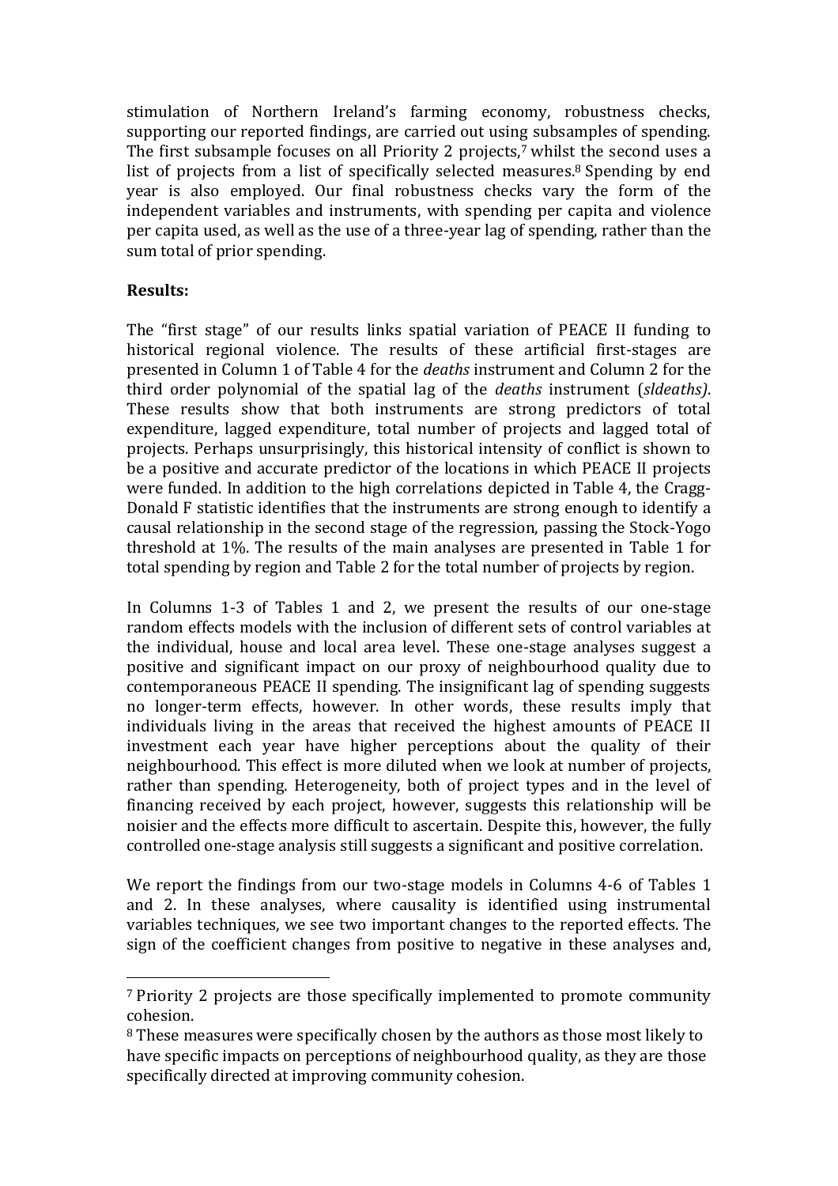stimulation of Northern Ireland's farming economy, robustness checks, supporting our reported findings, are carried out using subsamples of spending. The first subsample focuses on all Priority 2 projects,[7] whilst the second uses a list of projects from a list of specifically selected measures.[8] Spending by end year is also employed. Our final robustness checks vary the form of the independent variables and instruments, with spending per capita and violence per capita used, as well as the use of a three-year lag of spending, rather than the sum total of prior spending.

**Results:**

The "first stage" of our results links spatial variation of PEACE II funding to historical regional violence. The results of these artificial first-stages are presented in Column 1 of Table 4 for the *deaths* instrument and Column 2 for the third order polynomial of the spatial lag of the *deaths* instrument (*sldeaths)*. These results show that both instruments are strong predictors of total expenditure, lagged expenditure, total number of projects and lagged total of projects. Perhaps unsurprisingly, this historical intensity of conflict is shown to be a positive and accurate predictor of the locations in which PEACE II projects were funded. In addition to the high correlations depicted in Table 4, the Cragg-Donald F statistic identifies that the instruments are strong enough to identify a causal relationship in the second stage of the regression, passing the Stock-Yogo threshold at 1%. The results of the main analyses are presented in Table 1 for total spending by region and Table 2 for the total number of projects by region.

In Columns 1-3 of Tables 1 and 2, we present the results of our one-stage random effects models with the inclusion of different sets of control variables at the individual, house and local area level. These one-stage analyses suggest a positive and significant impact on our proxy of neighbourhood quality due to contemporaneous PEACE II spending. The insignificant lag of spending suggests no longer-term effects, however. In other words, these results imply that individuals living in the areas that received the highest amounts of PEACE II investment each year have higher perceptions about the quality of their neighbourhood. This effect is more diluted when we look at number of projects, rather than spending. Heterogeneity, both of project types and in the level of financing received by each project, however, suggests this relationship will be noisier and the effects more difficult to ascertain. Despite this, however, the fully controlled one-stage analysis still suggests a significant and positive correlation.

We report the findings from our two-stage models in Columns 4-6 of Tables 1 and 2. In these analyses, where causality is identified using instrumental variables techniques, we see two important changes to the reported effects. The sign of the coefficient changes from positive to negative in these analyses and,

[7] Priority 2 projects are those specifically implemented to promote community cohesion.

[8] These measures were specifically chosen by the authors as those most likely to have specific impacts on perceptions of neighbourhood quality, as they are those specifically directed at improving community cohesion.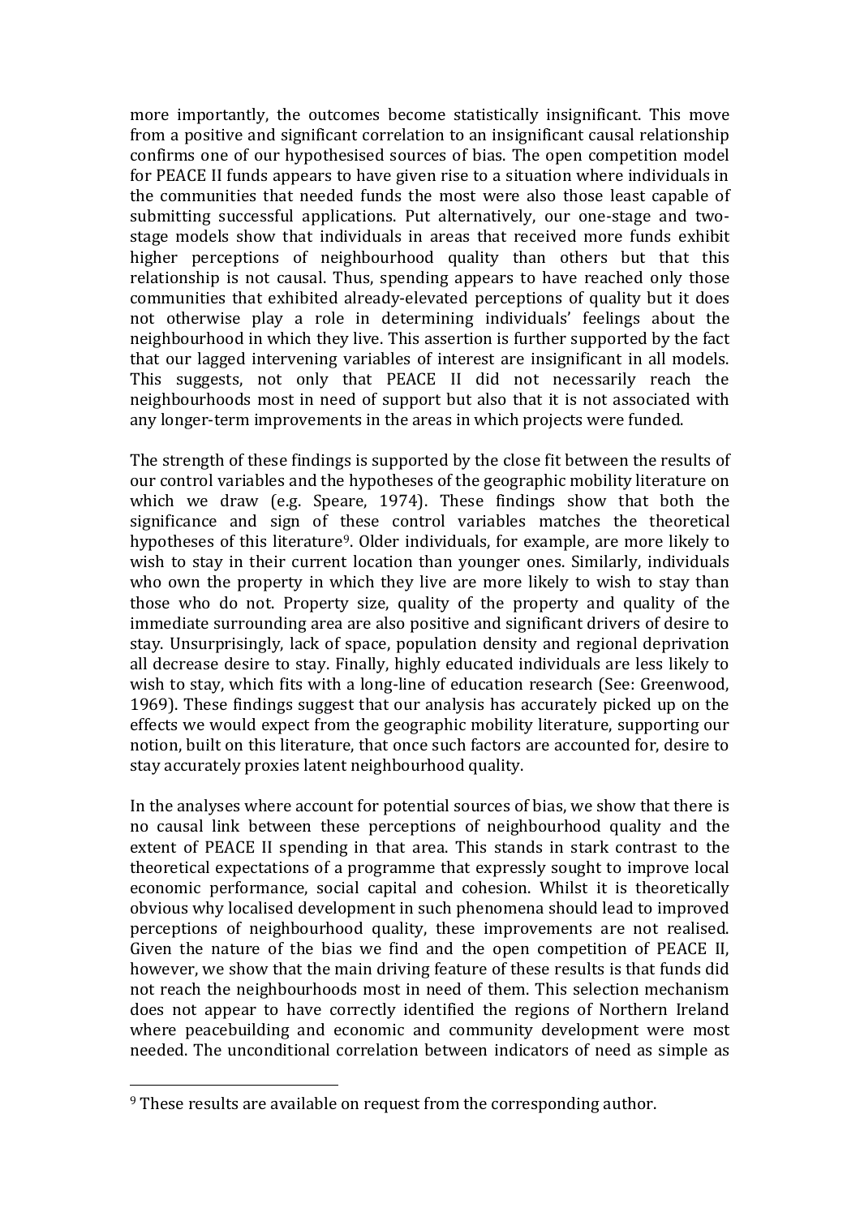more importantly, the outcomes become statistically insignificant. This move from a positive and significant correlation to an insignificant causal relationship confirms one of our hypothesised sources of bias. The open competition model for PEACE II funds appears to have given rise to a situation where individuals in the communities that needed funds the most were also those least capable of submitting successful applications. Put alternatively, our one-stage and two-stage models show that individuals in areas that received more funds exhibit higher perceptions of neighbourhood quality than others but that this relationship is not causal. Thus, spending appears to have reached only those communities that exhibited already-elevated perceptions of quality but it does not otherwise play a role in determining individuals' feelings about the neighbourhood in which they live. This assertion is further supported by the fact that our lagged intervening variables of interest are insignificant in all models. This suggests, not only that PEACE II did not necessarily reach the neighbourhoods most in need of support but also that it is not associated with any longer-term improvements in the areas in which projects were funded.

The strength of these findings is supported by the close fit between the results of our control variables and the hypotheses of the geographic mobility literature on which we draw (e.g. Speare, 1974). These findings show that both the significance and sign of these control variables matches the theoretical hypotheses of this literature[9]. Older individuals, for example, are more likely to wish to stay in their current location than younger ones. Similarly, individuals who own the property in which they live are more likely to wish to stay than those who do not. Property size, quality of the property and quality of the immediate surrounding area are also positive and significant drivers of desire to stay. Unsurprisingly, lack of space, population density and regional deprivation all decrease desire to stay. Finally, highly educated individuals are less likely to wish to stay, which fits with a long-line of education research (See: Greenwood, 1969). These findings suggest that our analysis has accurately picked up on the effects we would expect from the geographic mobility literature, supporting our notion, built on this literature, that once such factors are accounted for, desire to stay accurately proxies latent neighbourhood quality.

In the analyses where account for potential sources of bias, we show that there is no causal link between these perceptions of neighbourhood quality and the extent of PEACE II spending in that area. This stands in stark contrast to the theoretical expectations of a programme that expressly sought to improve local economic performance, social capital and cohesion. Whilst it is theoretically obvious why localised development in such phenomena should lead to improved perceptions of neighbourhood quality, these improvements are not realised. Given the nature of the bias we find and the open competition of PEACE II, however, we show that the main driving feature of these results is that funds did not reach the neighbourhoods most in need of them. This selection mechanism does not appear to have correctly identified the regions of Northern Ireland where peacebuilding and economic and community development were most needed. The unconditional correlation between indicators of need as simple as

[9] These results are available on request from the corresponding author.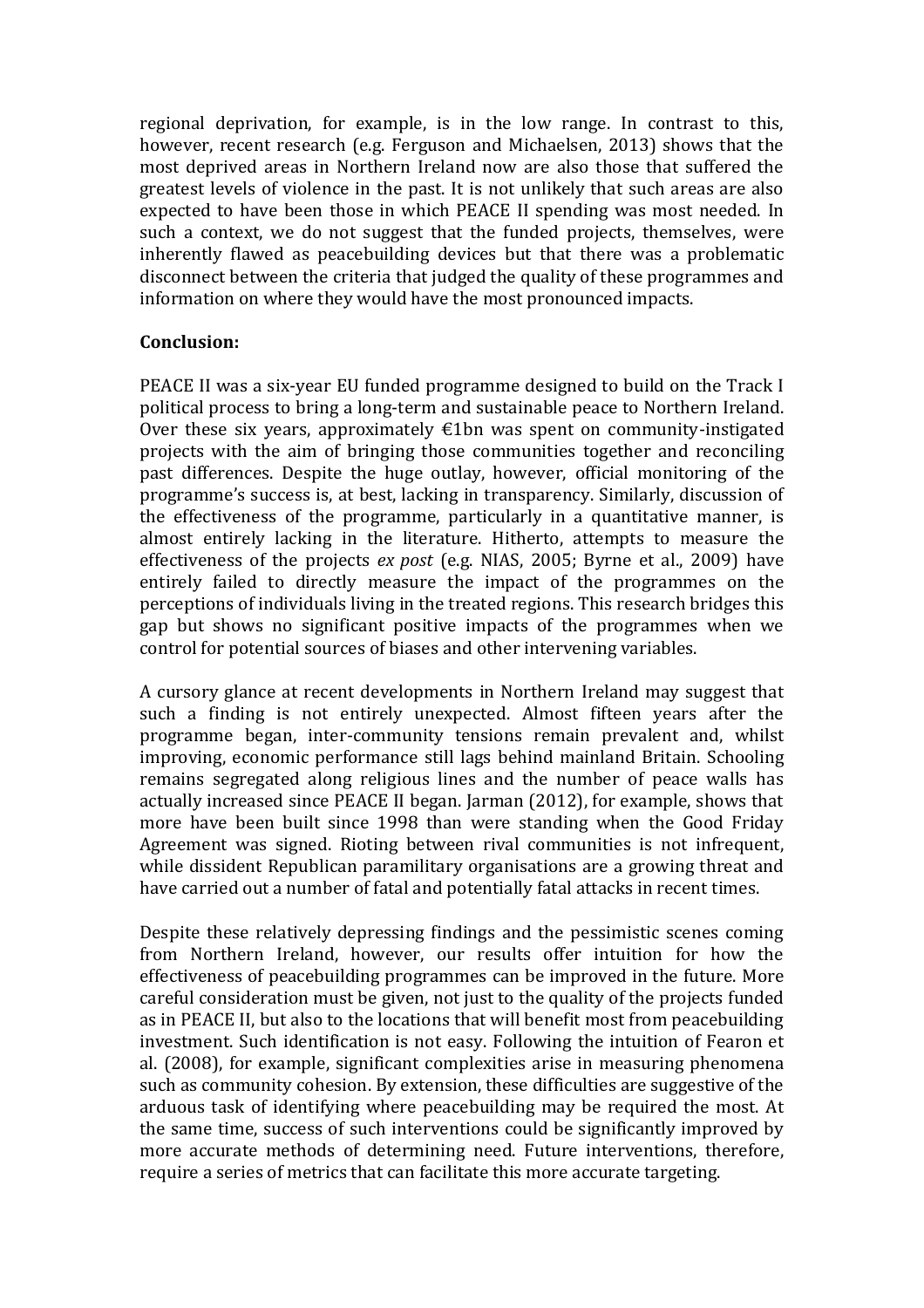regional deprivation, for example, is in the low range. In contrast to this, however, recent research (e.g. Ferguson and Michaelsen, 2013) shows that the most deprived areas in Northern Ireland now are also those that suffered the greatest levels of violence in the past. It is not unlikely that such areas are also expected to have been those in which PEACE II spending was most needed. In such a context, we do not suggest that the funded projects, themselves, were inherently flawed as peacebuilding devices but that there was a problematic disconnect between the criteria that judged the quality of these programmes and information on where they would have the most pronounced impacts.

**Conclusion:**

PEACE II was a six-year EU funded programme designed to build on the Track I political process to bring a long-term and sustainable peace to Northern Ireland. Over these six years, approximately €1bn was spent on community-instigated projects with the aim of bringing those communities together and reconciling past differences. Despite the huge outlay, however, official monitoring of the programme's success is, at best, lacking in transparency. Similarly, discussion of the effectiveness of the programme, particularly in a quantitative manner, is almost entirely lacking in the literature. Hitherto, attempts to measure the effectiveness of the projects *ex post* (e.g. NIAS, 2005; Byrne et al., 2009) have entirely failed to directly measure the impact of the programmes on the perceptions of individuals living in the treated regions. This research bridges this gap but shows no significant positive impacts of the programmes when we control for potential sources of biases and other intervening variables.

A cursory glance at recent developments in Northern Ireland may suggest that such a finding is not entirely unexpected. Almost fifteen years after the programme began, inter-community tensions remain prevalent and, whilst improving, economic performance still lags behind mainland Britain. Schooling remains segregated along religious lines and the number of peace walls has actually increased since PEACE II began. Jarman (2012), for example, shows that more have been built since 1998 than were standing when the Good Friday Agreement was signed. Rioting between rival communities is not infrequent, while dissident Republican paramilitary organisations are a growing threat and have carried out a number of fatal and potentially fatal attacks in recent times.

Despite these relatively depressing findings and the pessimistic scenes coming from Northern Ireland, however, our results offer intuition for how the effectiveness of peacebuilding programmes can be improved in the future. More careful consideration must be given, not just to the quality of the projects funded as in PEACE II, but also to the locations that will benefit most from peacebuilding investment. Such identification is not easy. Following the intuition of Fearon et al. (2008), for example, significant complexities arise in measuring phenomena such as community cohesion. By extension, these difficulties are suggestive of the arduous task of identifying where peacebuilding may be required the most. At the same time, success of such interventions could be significantly improved by more accurate methods of determining need. Future interventions, therefore, require a series of metrics that can facilitate this more accurate targeting.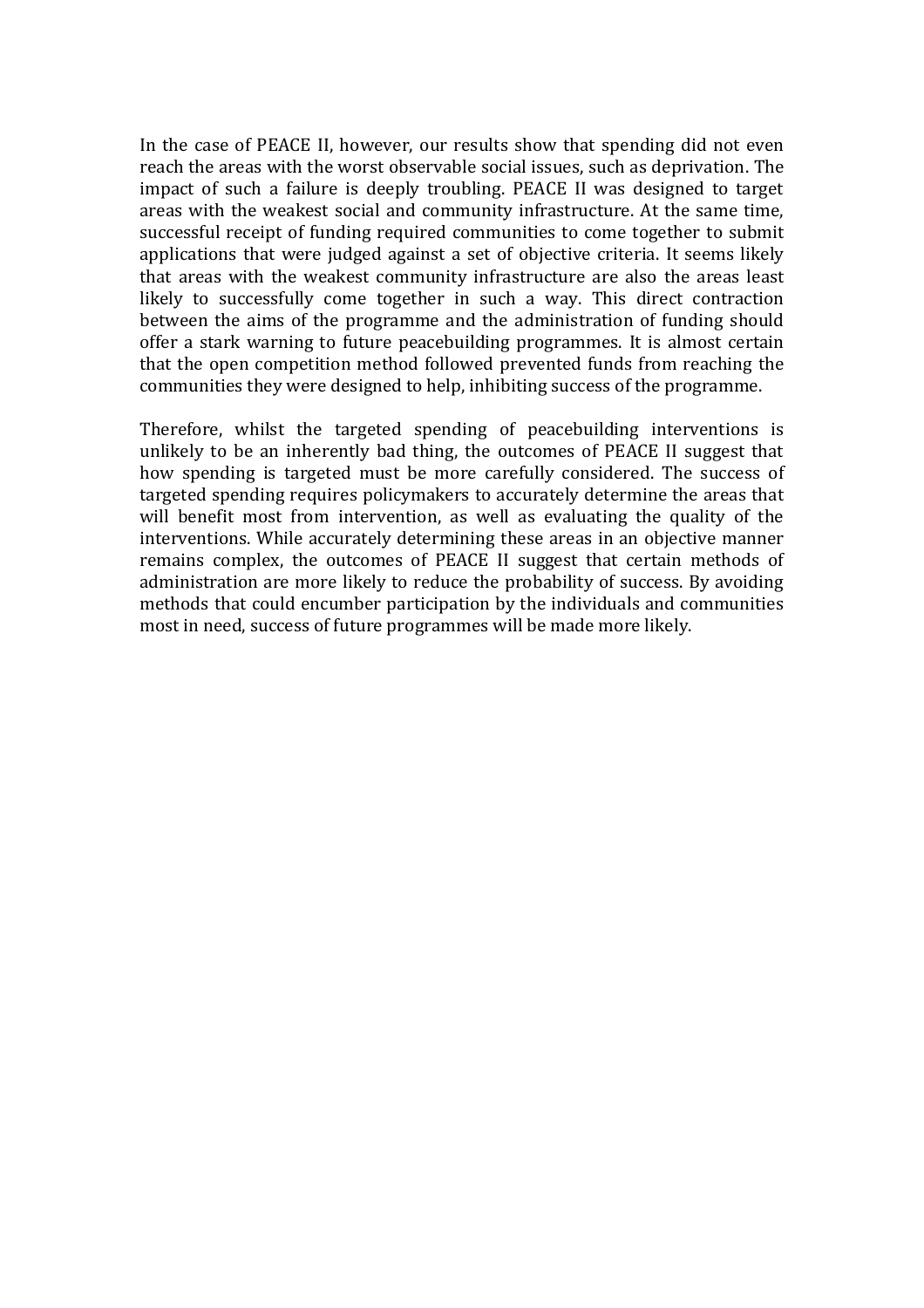In the case of PEACE II, however, our results show that spending did not even reach the areas with the worst observable social issues, such as deprivation. The impact of such a failure is deeply troubling. PEACE II was designed to target areas with the weakest social and community infrastructure. At the same time, successful receipt of funding required communities to come together to submit applications that were judged against a set of objective criteria. It seems likely that areas with the weakest community infrastructure are also the areas least likely to successfully come together in such a way. This direct contraction between the aims of the programme and the administration of funding should offer a stark warning to future peacebuilding programmes. It is almost certain that the open competition method followed prevented funds from reaching the communities they were designed to help, inhibiting success of the programme.

Therefore, whilst the targeted spending of peacebuilding interventions is unlikely to be an inherently bad thing, the outcomes of PEACE II suggest that how spending is targeted must be more carefully considered. The success of targeted spending requires policymakers to accurately determine the areas that will benefit most from intervention, as well as evaluating the quality of the interventions. While accurately determining these areas in an objective manner remains complex, the outcomes of PEACE II suggest that certain methods of administration are more likely to reduce the probability of success. By avoiding methods that could encumber participation by the individuals and communities most in need, success of future programmes will be made more likely.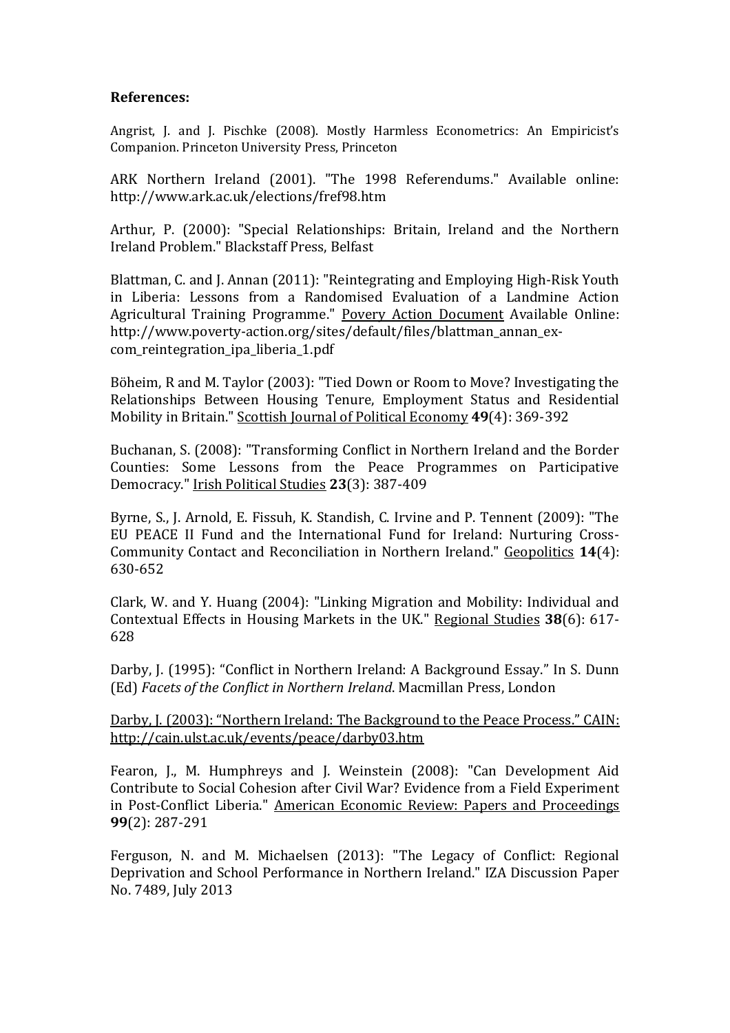**References:**

Angrist, J. and J. Pischke (2008). Mostly Harmless Econometrics: An Empiricist's Companion. Princeton University Press, Princeton

ARK Northern Ireland (2001). "The 1998 Referendums." Available online: http://www.ark.ac.uk/elections/fref98.htm

Arthur, P. (2000): "Special Relationships: Britain, Ireland and the Northern Ireland Problem." Blackstaff Press, Belfast

Blattman, C. and J. Annan (2011): "Reintegrating and Employing High-Risk Youth in Liberia: Lessons from a Randomised Evaluation of a Landmine Action Agricultural Training Programme." Povery Action Document Available Online: http://www.poverty-action.org/sites/default/files/blattman_annan_ex-com_reintegration_ipa_liberia_1.pdf

Böheim, R and M. Taylor (2003): "Tied Down or Room to Move? Investigating the Relationships Between Housing Tenure, Employment Status and Residential Mobility in Britain." Scottish Journal of Political Economy **49**(4): 369-392

Buchanan, S. (2008): "Transforming Conflict in Northern Ireland and the Border Counties: Some Lessons from the Peace Programmes on Participative Democracy." Irish Political Studies **23**(3): 387-409

Byrne, S., J. Arnold, E. Fissuh, K. Standish, C. Irvine and P. Tennent (2009): "The EU PEACE II Fund and the International Fund for Ireland: Nurturing Cross-Community Contact and Reconciliation in Northern Ireland." Geopolitics **14**(4): 630-652

Clark, W. and Y. Huang (2004): "Linking Migration and Mobility: Individual and Contextual Effects in Housing Markets in the UK." Regional Studies **38**(6): 617-628

Darby, J. (1995): "Conflict in Northern Ireland: A Background Essay." In S. Dunn (Ed) *Facets of the Conflict in Northern Ireland*. Macmillan Press, London

Darby, J. (2003): "Northern Ireland: The Background to the Peace Process." CAIN: http://cain.ulst.ac.uk/events/peace/darby03.htm

Fearon, J., M. Humphreys and J. Weinstein (2008): "Can Development Aid Contribute to Social Cohesion after Civil War? Evidence from a Field Experiment in Post-Conflict Liberia." American Economic Review: Papers and Proceedings **99**(2): 287-291

Ferguson, N. and M. Michaelsen (2013): "The Legacy of Conflict: Regional Deprivation and School Performance in Northern Ireland." IZA Discussion Paper No. 7489, July 2013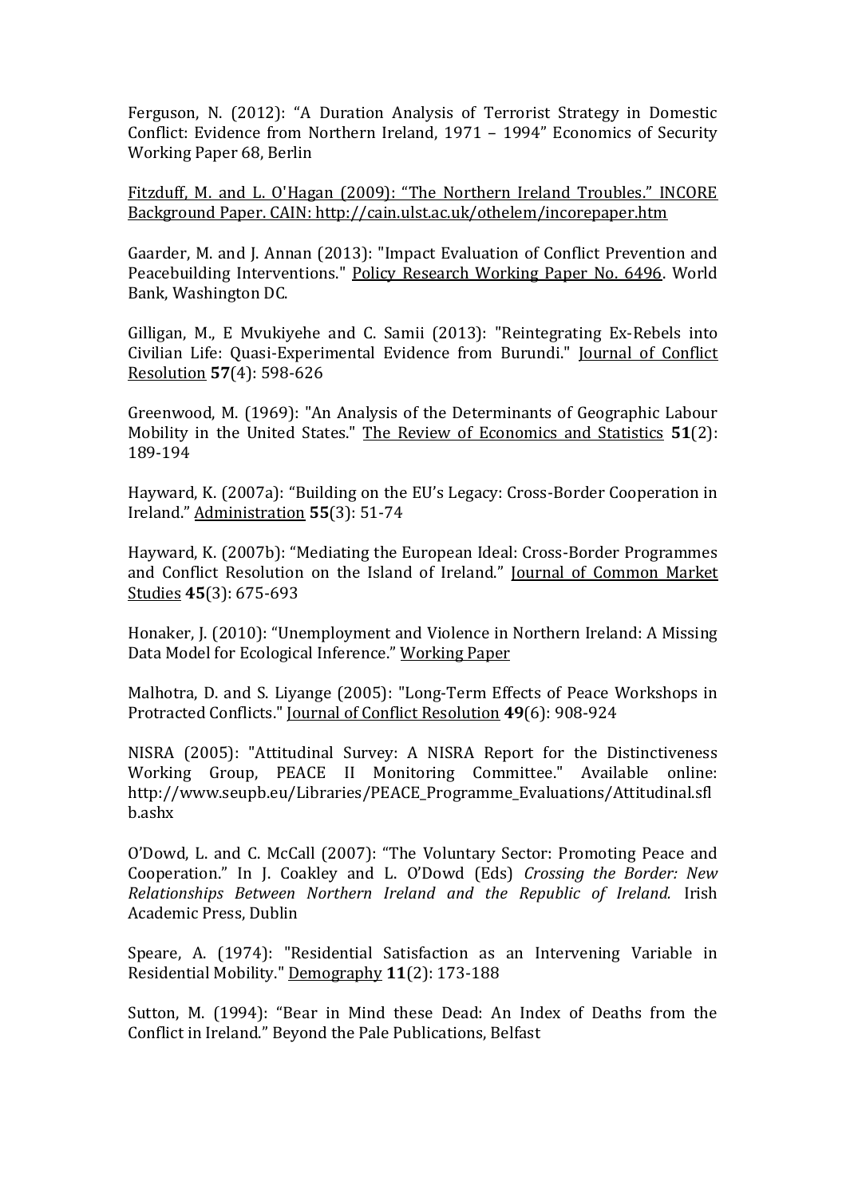Ferguson, N. (2012): “A Duration Analysis of Terrorist Strategy in Domestic Conflict: Evidence from Northern Ireland, 1971 – 1994” Economics of Security Working Paper 68, Berlin

Fitzduff, M. and L. O'Hagan (2009): “The Northern Ireland Troubles.” INCORE Background Paper. CAIN: http://cain.ulst.ac.uk/othelem/incorepaper.htm

Gaarder, M. and J. Annan (2013): "Impact Evaluation of Conflict Prevention and Peacebuilding Interventions." Policy Research Working Paper No. 6496. World Bank, Washington DC.

Gilligan, M., E Mvukiyehe and C. Samii (2013): "Reintegrating Ex-Rebels into Civilian Life: Quasi-Experimental Evidence from Burundi." Journal of Conflict Resolution **57**(4): 598-626

Greenwood, M. (1969): "An Analysis of the Determinants of Geographic Labour Mobility in the United States." The Review of Economics and Statistics **51**(2): 189-194

Hayward, K. (2007a): “Building on the EU's Legacy: Cross-Border Cooperation in Ireland.” Administration **55**(3): 51-74

Hayward, K. (2007b): “Mediating the European Ideal: Cross-Border Programmes and Conflict Resolution on the Island of Ireland.” Journal of Common Market Studies **45**(3): 675-693

Honaker, J. (2010): “Unemployment and Violence in Northern Ireland: A Missing Data Model for Ecological Inference.” Working Paper

Malhotra, D. and S. Liyange (2005): "Long-Term Effects of Peace Workshops in Protracted Conflicts." Journal of Conflict Resolution **49**(6): 908-924

NISRA (2005): "Attitudinal Survey: A NISRA Report for the Distinctiveness Working Group, PEACE II Monitoring Committee." Available online: http://www.seupb.eu/Libraries/PEACE_Programme_Evaluations/Attitudinal.sflb.ashx

O'Dowd, L. and C. McCall (2007): “The Voluntary Sector: Promoting Peace and Cooperation.” In J. Coakley and L. O'Dowd (Eds) *Crossing the Border: New Relationships Between Northern Ireland and the Republic of Ireland.* Irish Academic Press, Dublin

Speare, A. (1974): "Residential Satisfaction as an Intervening Variable in Residential Mobility." Demography **11**(2): 173-188

Sutton, M. (1994): “Bear in Mind these Dead: An Index of Deaths from the Conflict in Ireland.” Beyond the Pale Publications, Belfast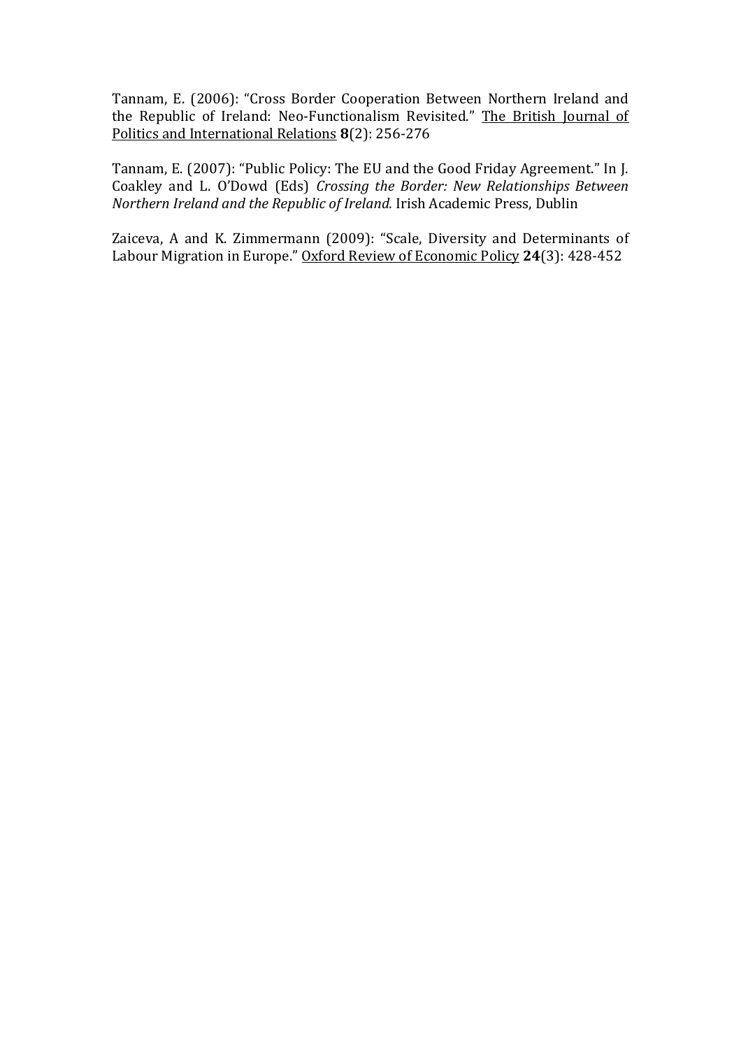Tannam, E. (2006): “Cross Border Cooperation Between Northern Ireland and the Republic of Ireland: Neo-Functionalism Revisited.” The British Journal of Politics and International Relations **8**(2): 256-276

Tannam, E. (2007): “Public Policy: The EU and the Good Friday Agreement.” In J. Coakley and L. O’Dowd (Eds) *Crossing the Border: New Relationships Between Northern Ireland and the Republic of Ireland.* Irish Academic Press, Dublin

Zaiceva, A and K. Zimmermann (2009): “Scale, Diversity and Determinants of Labour Migration in Europe.” Oxford Review of Economic Policy **24**(3): 428-452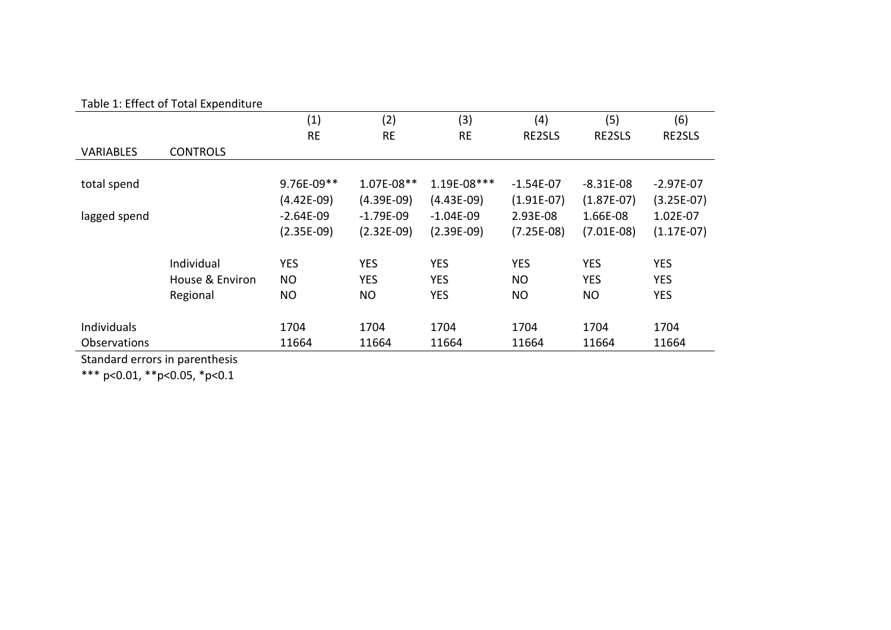Table 1: Effect of Total Expenditure

| VARIABLES | CONTROLS | (1)<br>RE | (2)<br>RE | (3)<br>RE | (4)<br>RE2SLS | (5)<br>RE2SLS | (6)<br>RE2SLS |
|---|---|---|---|---|---|---|---|
| total spend | | 9.76E-09** | 1.07E-08** | 1.19E-08*** | -1.54E-07 | -8.31E-08 | -2.97E-07 |
| | | (4.42E-09) | (4.39E-09) | (4.43E-09) | (1.91E-07) | (1.87E-07) | (3.25E-07) |
| lagged spend | | -2.64E-09 | -1.79E-09 | -1.04E-09 | 2.93E-08 | 1.66E-08 | 1.02E-07 |
| | | (2.35E-09) | (2.32E-09) | (2.39E-09) | (7.25E-08) | (7.01E-08) | (1.17E-07) |
| | Individual | YES | YES | YES | YES | YES | YES |
| | House & Environ | NO | YES | YES | NO | YES | YES |
| | Regional | NO | NO | YES | NO | NO | YES |
| Individuals | | 1704 | 1704 | 1704 | 1704 | 1704 | 1704 |
| Observations | | 11664 | 11664 | 11664 | 11664 | 11664 | 11664 |

Standard errors in parenthesis

*** p<0.01, **p<0.05, *p<0.1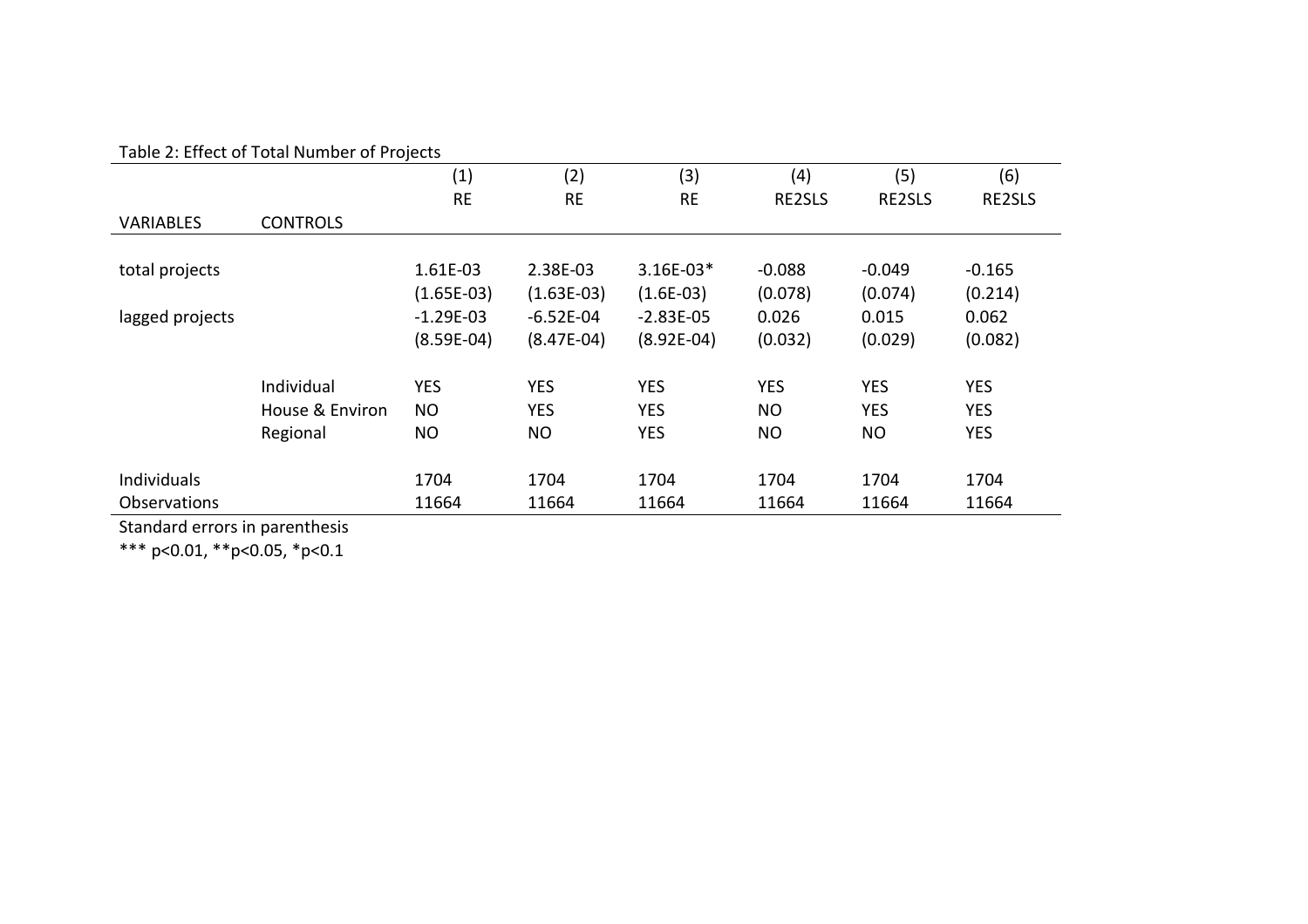Table 2: Effect of Total Number of Projects

| VARIABLES | CONTROLS | (1) RE | (2) RE | (3) RE | (4) RE2SLS | (5) RE2SLS | (6) RE2SLS |
|---|---|---|---|---|---|---|---|
| total projects | | 1.61E-03 | 2.38E-03 | 3.16E-03* | -0.088 | -0.049 | -0.165 |
| | | (1.65E-03) | (1.63E-03) | (1.6E-03) | (0.078) | (0.074) | (0.214) |
| lagged projects | | -1.29E-03 | -6.52E-04 | -2.83E-05 | 0.026 | 0.015 | 0.062 |
| | | (8.59E-04) | (8.47E-04) | (8.92E-04) | (0.032) | (0.029) | (0.082) |
| | Individual | YES | YES | YES | YES | YES | YES |
| | House & Environ | NO | YES | YES | NO | YES | YES |
| | Regional | NO | NO | YES | NO | NO | YES |
| Individuals | | 1704 | 1704 | 1704 | 1704 | 1704 | 1704 |
| Observations | | 11664 | 11664 | 11664 | 11664 | 11664 | 11664 |

Standard errors in parenthesis

*** p<0.01, **p<0.05, *p<0.1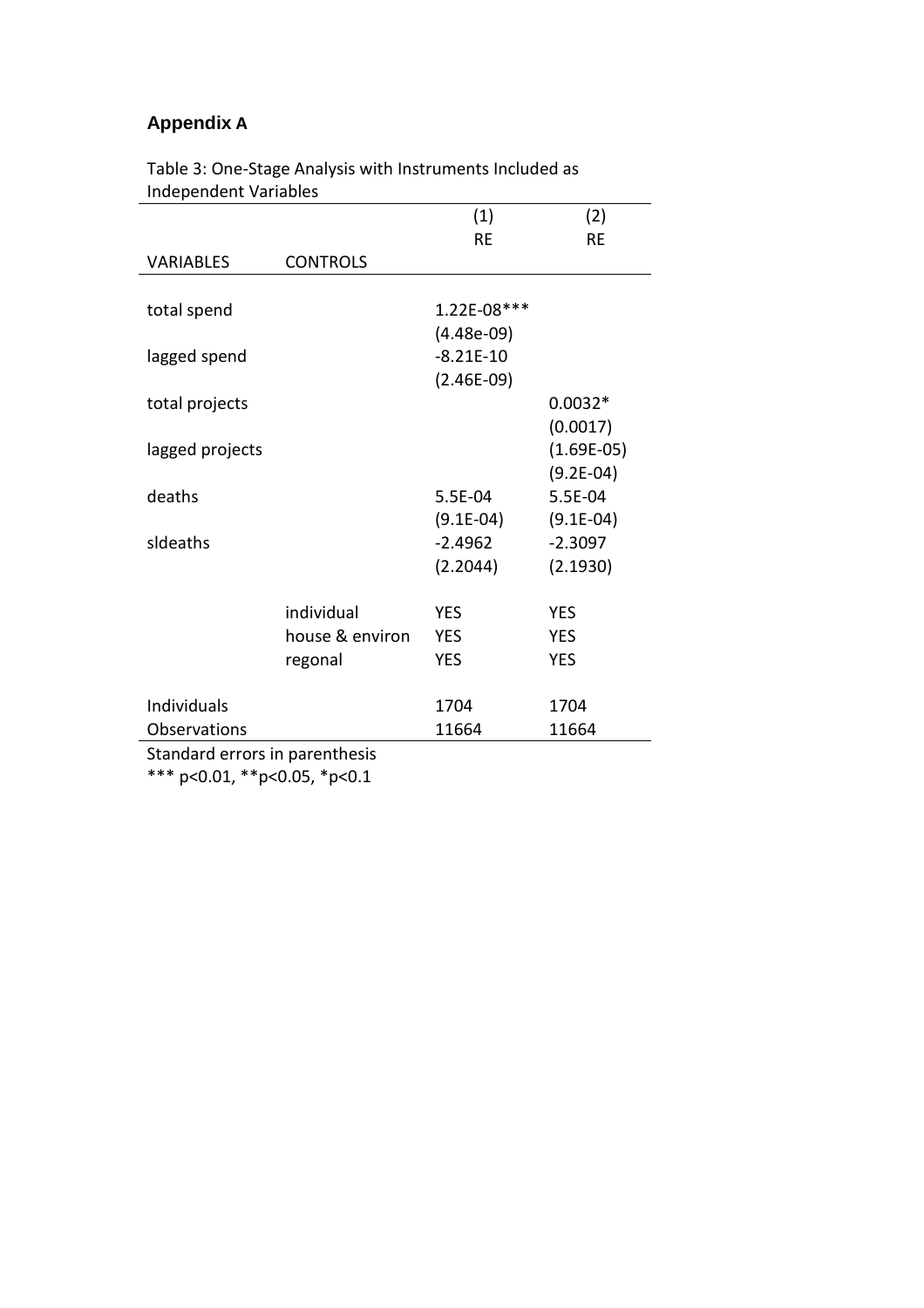# Appendix A

Table 3: One-Stage Analysis with Instruments Included as Independent Variables

| | | (1) | (2) |
|---|---|---|---|
| | | RE | RE |
| VARIABLES | CONTROLS | | |
| total spend | | 1.22E-08*** | |
| | | (4.48e-09) | |
| lagged spend | | -8.21E-10 | |
| | | (2.46E-09) | |
| total projects | | | 0.0032* |
| | | | (0.0017) |
| lagged projects | | | (1.69E-05) |
| | | | (9.2E-04) |
| deaths | | 5.5E-04 | 5.5E-04 |
| | | (9.1E-04) | (9.1E-04) |
| sldeaths | | -2.4962 | -2.3097 |
| | | (2.2044) | (2.1930) |
| | individual | YES | YES |
| | house & environ | YES | YES |
| | regonal | YES | YES |
| Individuals | | 1704 | 1704 |
| Observations | | 11664 | 11664 |

Standard errors in parenthesis
*** p<0.01, **p<0.05, *p<0.1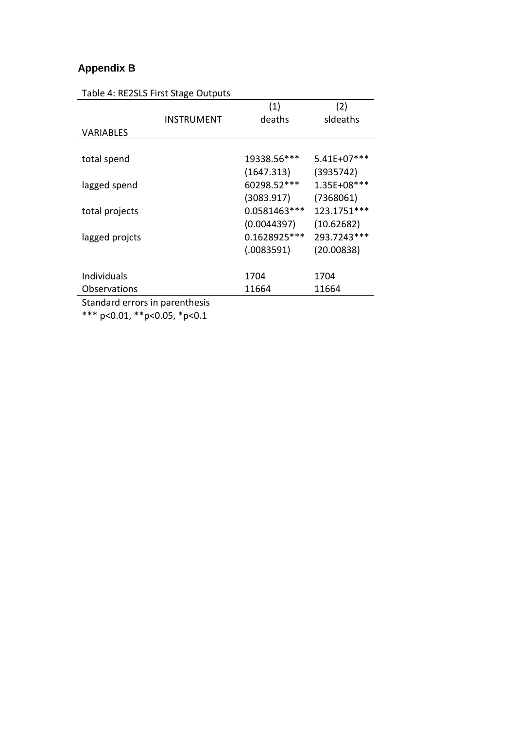## Appendix B

Table 4: RE2SLS First Stage Outputs

| | (1) | (2) |
|---|---|---|
| INSTRUMENT | deaths | sldeaths |
| VARIABLES | | |
| total spend | 19338.56*** | 5.41E+07*** |
| | (1647.313) | (3935742) |
| lagged spend | 60298.52*** | 1.35E+08*** |
| | (3083.917) | (7368061) |
| total projects | 0.0581463*** | 123.1751*** |
| | (0.0044397) | (10.62682) |
| lagged projcts | 0.1628925*** | 293.7243*** |
| | (.0083591) | (20.00838) |
| Individuals | 1704 | 1704 |
| Observations | 11664 | 11664 |

Standard errors in parenthesis

*** p<0.01, **p<0.05, *p<0.1